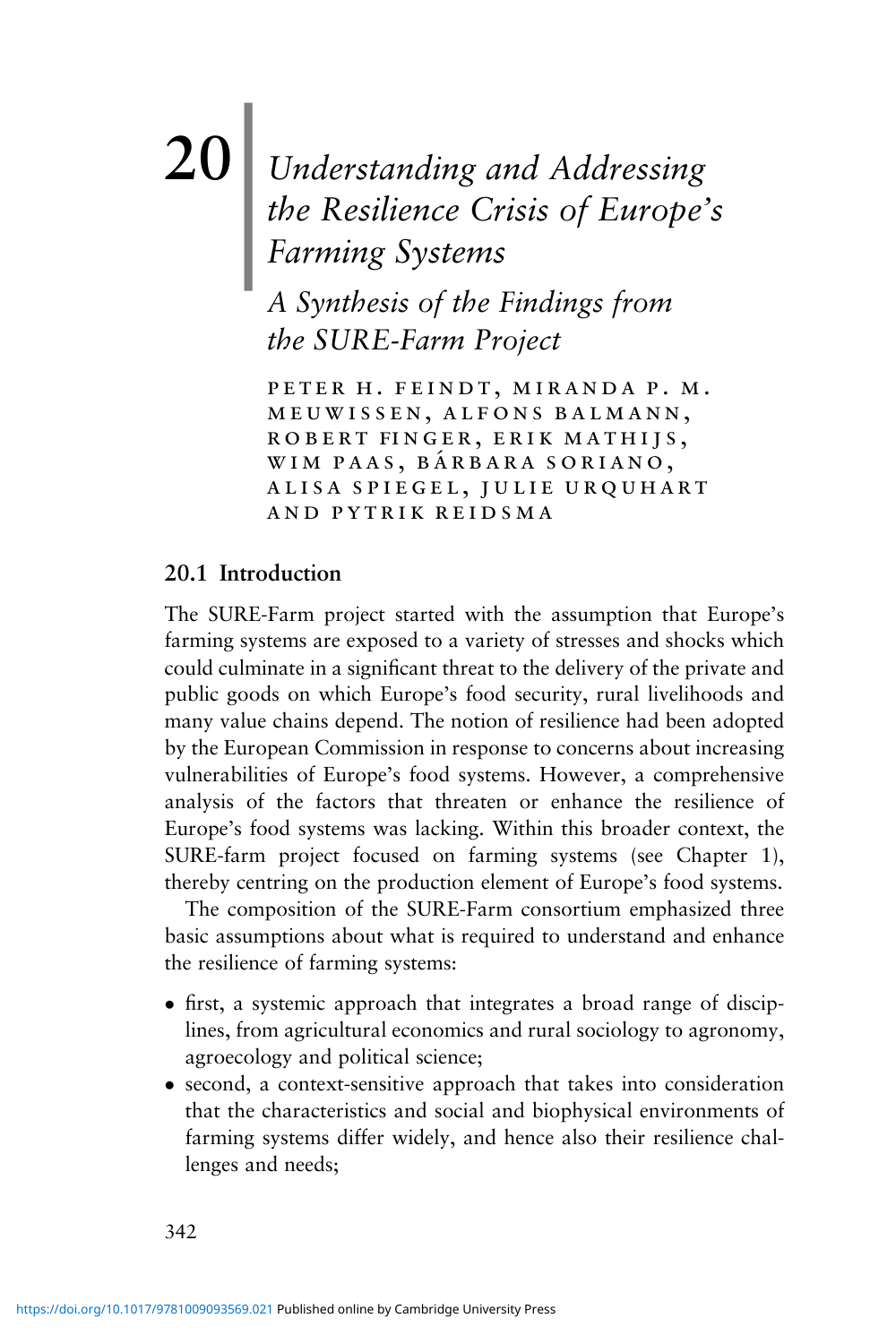# 20 Understanding and Addressing the Resilience Crisis of Europe's Farming Systems

## *A Synthesis of the Findings from the SURE-Farm Project*

PETER H. FEINDT, MIRANDA P. M. MEUWISSEN, ALFONS BALMANN, ROBERT FINGER, ERIK MATHIJS, WIM PAAS, BÁRBARA SORIANO, ALISA SPIEGEL, JULIE URQUHART AND PYTRIK REIDSMA

### 20.1 Introduction

The SURE-Farm project started with the assumption that Europe's farming systems are exposed to a variety of stresses and shocks which could culminate in a significant threat to the delivery of the private and public goods on which Europe's food security, rural livelihoods and many value chains depend. The notion of resilience had been adopted by the European Commission in response to concerns about increasing vulnerabilities of Europe's food systems. However, a comprehensive analysis of the factors that threaten or enhance the resilience of Europe's food systems was lacking. Within this broader context, the SURE-farm project focused on farming systems (see Chapter 1), thereby centring on the production element of Europe's food systems.

The composition of the SURE-Farm consortium emphasized three basic assumptions about what is required to understand and enhance the resilience of farming systems:

- first, a systemic approach that integrates a broad range of disciplines, from agricultural economics and rural sociology to agronomy, agroecology and political science;
- second, a context-sensitive approach that takes into consideration that the characteristics and social and biophysical environments of farming systems differ widely, and hence also their resilience challenges and needs;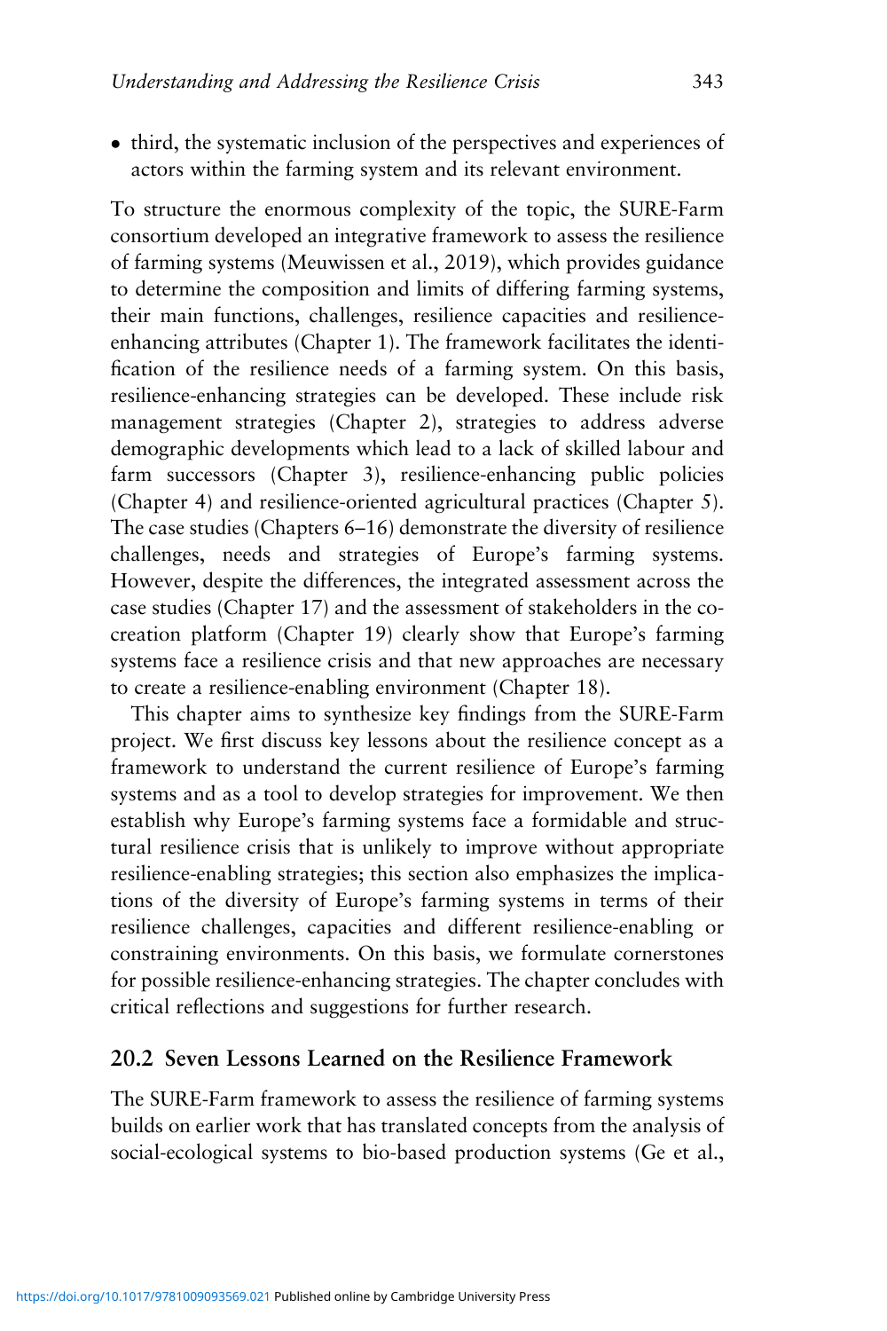- third, the systematic inclusion of the perspectives and experiences of actors within the farming system and its relevant environment.

To structure the enormous complexity of the topic, the SURE-Farm consortium developed an integrative framework to assess the resilience of farming systems (Meuwissen et al., 2019), which provides guidance to determine the composition and limits of differing farming systems, their main functions, challenges, resilience capacities and resilience-enhancing attributes (Chapter 1). The framework facilitates the identification of the resilience needs of a farming system. On this basis, resilience-enhancing strategies can be developed. These include risk management strategies (Chapter 2), strategies to address adverse demographic developments which lead to a lack of skilled labour and farm successors (Chapter 3), resilience-enhancing public policies (Chapter 4) and resilience-oriented agricultural practices (Chapter 5). The case studies (Chapters 6–16) demonstrate the diversity of resilience challenges, needs and strategies of Europe's farming systems. However, despite the differences, the integrated assessment across the case studies (Chapter 17) and the assessment of stakeholders in the co-creation platform (Chapter 19) clearly show that Europe's farming systems face a resilience crisis and that new approaches are necessary to create a resilience-enabling environment (Chapter 18).

This chapter aims to synthesize key findings from the SURE-Farm project. We first discuss key lessons about the resilience concept as a framework to understand the current resilience of Europe's farming systems and as a tool to develop strategies for improvement. We then establish why Europe's farming systems face a formidable and structural resilience crisis that is unlikely to improve without appropriate resilience-enabling strategies; this section also emphasizes the implications of the diversity of Europe's farming systems in terms of their resilience challenges, capacities and different resilience-enabling or constraining environments. On this basis, we formulate cornerstones for possible resilience-enhancing strategies. The chapter concludes with critical reflections and suggestions for further research.

## 20.2 Seven Lessons Learned on the Resilience Framework

The SURE-Farm framework to assess the resilience of farming systems builds on earlier work that has translated concepts from the analysis of social-ecological systems to bio-based production systems (Ge et al.,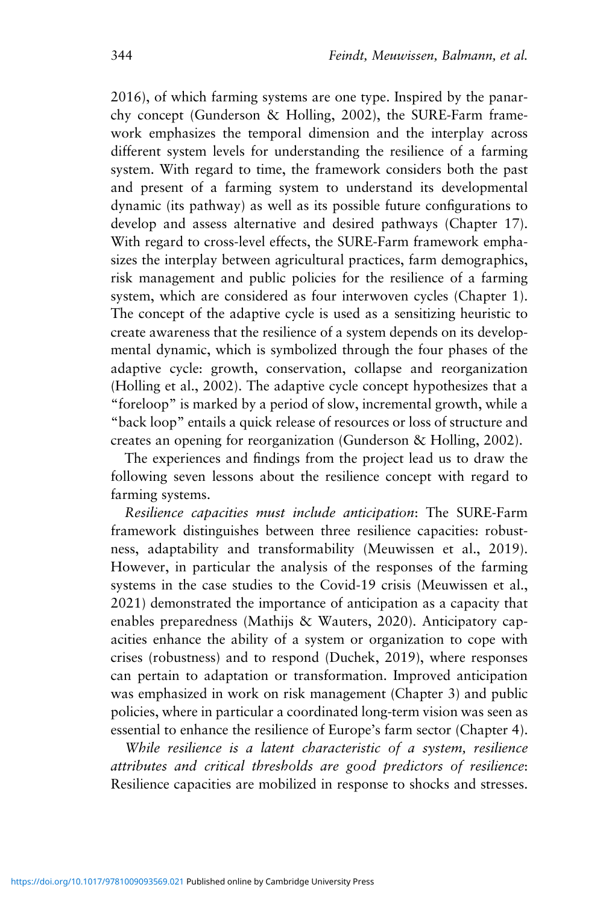2016), of which farming systems are one type. Inspired by the panarchy concept (Gunderson & Holling, 2002), the SURE-Farm framework emphasizes the temporal dimension and the interplay across different system levels for understanding the resilience of a farming system. With regard to time, the framework considers both the past and present of a farming system to understand its developmental dynamic (its pathway) as well as its possible future configurations to develop and assess alternative and desired pathways (Chapter 17). With regard to cross-level effects, the SURE-Farm framework emphasizes the interplay between agricultural practices, farm demographics, risk management and public policies for the resilience of a farming system, which are considered as four interwoven cycles (Chapter 1). The concept of the adaptive cycle is used as a sensitizing heuristic to create awareness that the resilience of a system depends on its developmental dynamic, which is symbolized through the four phases of the adaptive cycle: growth, conservation, collapse and reorganization (Holling et al., 2002). The adaptive cycle concept hypothesizes that a "foreloop" is marked by a period of slow, incremental growth, while a "back loop" entails a quick release of resources or loss of structure and creates an opening for reorganization (Gunderson & Holling, 2002).

The experiences and findings from the project lead us to draw the following seven lessons about the resilience concept with regard to farming systems.

*Resilience capacities must include anticipation*: The SURE-Farm framework distinguishes between three resilience capacities: robustness, adaptability and transformability (Meuwissen et al., 2019). However, in particular the analysis of the responses of the farming systems in the case studies to the Covid-19 crisis (Meuwissen et al., 2021) demonstrated the importance of anticipation as a capacity that enables preparedness (Mathijs & Wauters, 2020). Anticipatory capacities enhance the ability of a system or organization to cope with crises (robustness) and to respond (Duchek, 2019), where responses can pertain to adaptation or transformation. Improved anticipation was emphasized in work on risk management (Chapter 3) and public policies, where in particular a coordinated long-term vision was seen as essential to enhance the resilience of Europe's farm sector (Chapter 4).

*While resilience is a latent characteristic of a system, resilience attributes and critical thresholds are good predictors of resilience*: Resilience capacities are mobilized in response to shocks and stresses.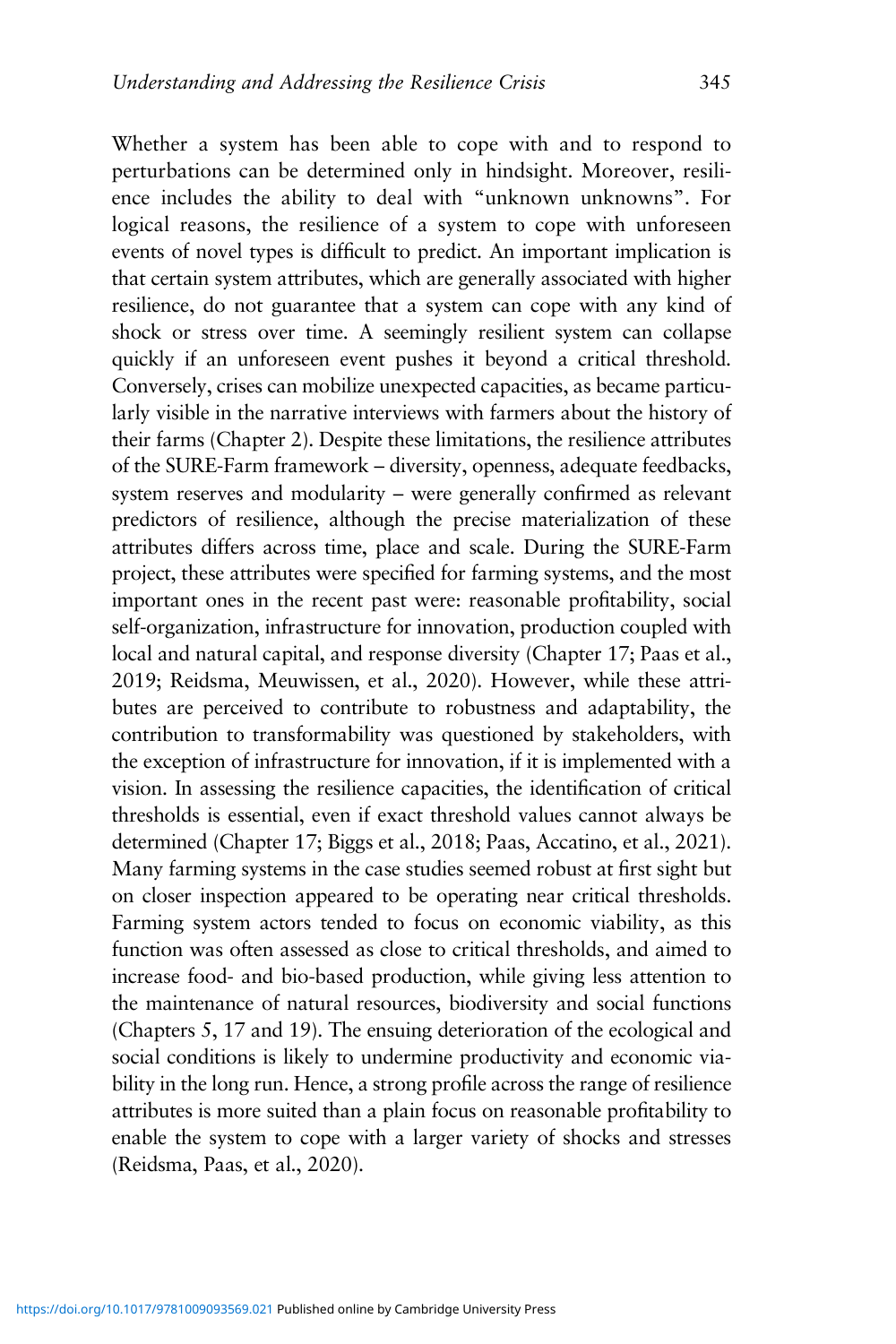Whether a system has been able to cope with and to respond to perturbations can be determined only in hindsight. Moreover, resilience includes the ability to deal with "unknown unknowns". For logical reasons, the resilience of a system to cope with unforeseen events of novel types is difficult to predict. An important implication is that certain system attributes, which are generally associated with higher resilience, do not guarantee that a system can cope with any kind of shock or stress over time. A seemingly resilient system can collapse quickly if an unforeseen event pushes it beyond a critical threshold. Conversely, crises can mobilize unexpected capacities, as became particularly visible in the narrative interviews with farmers about the history of their farms (Chapter 2). Despite these limitations, the resilience attributes of the SURE-Farm framework – diversity, openness, adequate feedbacks, system reserves and modularity – were generally confirmed as relevant predictors of resilience, although the precise materialization of these attributes differs across time, place and scale. During the SURE-Farm project, these attributes were specified for farming systems, and the most important ones in the recent past were: reasonable profitability, social self-organization, infrastructure for innovation, production coupled with local and natural capital, and response diversity (Chapter 17; Paas et al., 2019; Reidsma, Meuwissen, et al., 2020). However, while these attributes are perceived to contribute to robustness and adaptability, the contribution to transformability was questioned by stakeholders, with the exception of infrastructure for innovation, if it is implemented with a vision. In assessing the resilience capacities, the identification of critical thresholds is essential, even if exact threshold values cannot always be determined (Chapter 17; Biggs et al., 2018; Paas, Accatino, et al., 2021). Many farming systems in the case studies seemed robust at first sight but on closer inspection appeared to be operating near critical thresholds. Farming system actors tended to focus on economic viability, as this function was often assessed as close to critical thresholds, and aimed to increase food- and bio-based production, while giving less attention to the maintenance of natural resources, biodiversity and social functions (Chapters 5, 17 and 19). The ensuing deterioration of the ecological and social conditions is likely to undermine productivity and economic viability in the long run. Hence, a strong profile across the range of resilience attributes is more suited than a plain focus on reasonable profitability to enable the system to cope with a larger variety of shocks and stresses (Reidsma, Paas, et al., 2020).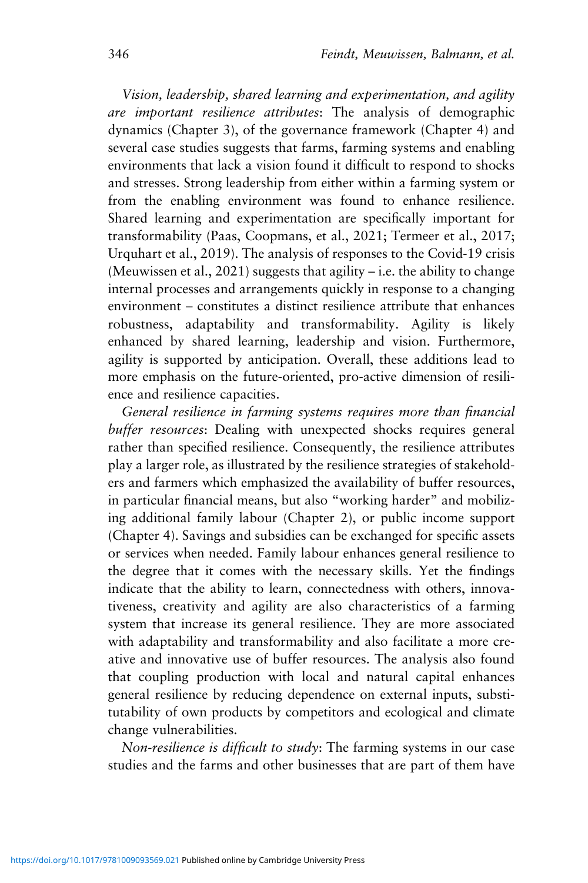*Vision, leadership, shared learning and experimentation, and agility are important resilience attributes*: The analysis of demographic dynamics (Chapter 3), of the governance framework (Chapter 4) and several case studies suggests that farms, farming systems and enabling environments that lack a vision found it difficult to respond to shocks and stresses. Strong leadership from either within a farming system or from the enabling environment was found to enhance resilience. Shared learning and experimentation are specifically important for transformability (Paas, Coopmans, et al., 2021; Termeer et al., 2017; Urquhart et al., 2019). The analysis of responses to the Covid-19 crisis (Meuwissen et al., 2021) suggests that agility – i.e. the ability to change internal processes and arrangements quickly in response to a changing environment – constitutes a distinct resilience attribute that enhances robustness, adaptability and transformability. Agility is likely enhanced by shared learning, leadership and vision. Furthermore, agility is supported by anticipation. Overall, these additions lead to more emphasis on the future-oriented, pro-active dimension of resilience and resilience capacities.

*General resilience in farming systems requires more than financial buffer resources*: Dealing with unexpected shocks requires general rather than specified resilience. Consequently, the resilience attributes play a larger role, as illustrated by the resilience strategies of stakeholders and farmers which emphasized the availability of buffer resources, in particular financial means, but also "working harder" and mobilizing additional family labour (Chapter 2), or public income support (Chapter 4). Savings and subsidies can be exchanged for specific assets or services when needed. Family labour enhances general resilience to the degree that it comes with the necessary skills. Yet the findings indicate that the ability to learn, connectedness with others, innovativeness, creativity and agility are also characteristics of a farming system that increase its general resilience. They are more associated with adaptability and transformability and also facilitate a more creative and innovative use of buffer resources. The analysis also found that coupling production with local and natural capital enhances general resilience by reducing dependence on external inputs, substitutability of own products by competitors and ecological and climate change vulnerabilities.

*Non-resilience is difficult to study*: The farming systems in our case studies and the farms and other businesses that are part of them have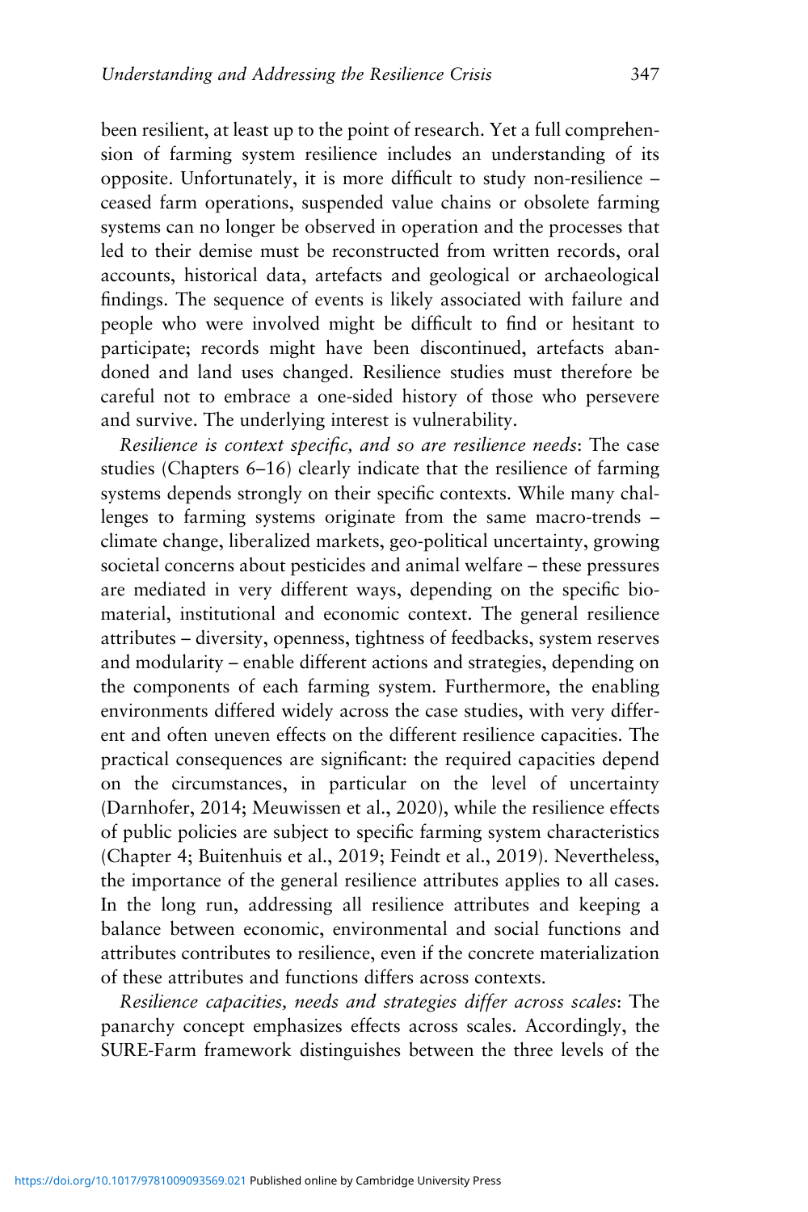been resilient, at least up to the point of research. Yet a full comprehension of farming system resilience includes an understanding of its opposite. Unfortunately, it is more difficult to study non-resilience – ceased farm operations, suspended value chains or obsolete farming systems can no longer be observed in operation and the processes that led to their demise must be reconstructed from written records, oral accounts, historical data, artefacts and geological or archaeological findings. The sequence of events is likely associated with failure and people who were involved might be difficult to find or hesitant to participate; records might have been discontinued, artefacts abandoned and land uses changed. Resilience studies must therefore be careful not to embrace a one-sided history of those who persevere and survive. The underlying interest is vulnerability.

*Resilience is context specific, and so are resilience needs*: The case studies (Chapters 6–16) clearly indicate that the resilience of farming systems depends strongly on their specific contexts. While many challenges to farming systems originate from the same macro-trends – climate change, liberalized markets, geo-political uncertainty, growing societal concerns about pesticides and animal welfare – these pressures are mediated in very different ways, depending on the specific bio-material, institutional and economic context. The general resilience attributes – diversity, openness, tightness of feedbacks, system reserves and modularity – enable different actions and strategies, depending on the components of each farming system. Furthermore, the enabling environments differed widely across the case studies, with very different and often uneven effects on the different resilience capacities. The practical consequences are significant: the required capacities depend on the circumstances, in particular on the level of uncertainty (Darnhofer, 2014; Meuwissen et al., 2020), while the resilience effects of public policies are subject to specific farming system characteristics (Chapter 4; Buitenhuis et al., 2019; Feindt et al., 2019). Nevertheless, the importance of the general resilience attributes applies to all cases. In the long run, addressing all resilience attributes and keeping a balance between economic, environmental and social functions and attributes contributes to resilience, even if the concrete materialization of these attributes and functions differs across contexts.

*Resilience capacities, needs and strategies differ across scales*: The panarchy concept emphasizes effects across scales. Accordingly, the SURE-Farm framework distinguishes between the three levels of the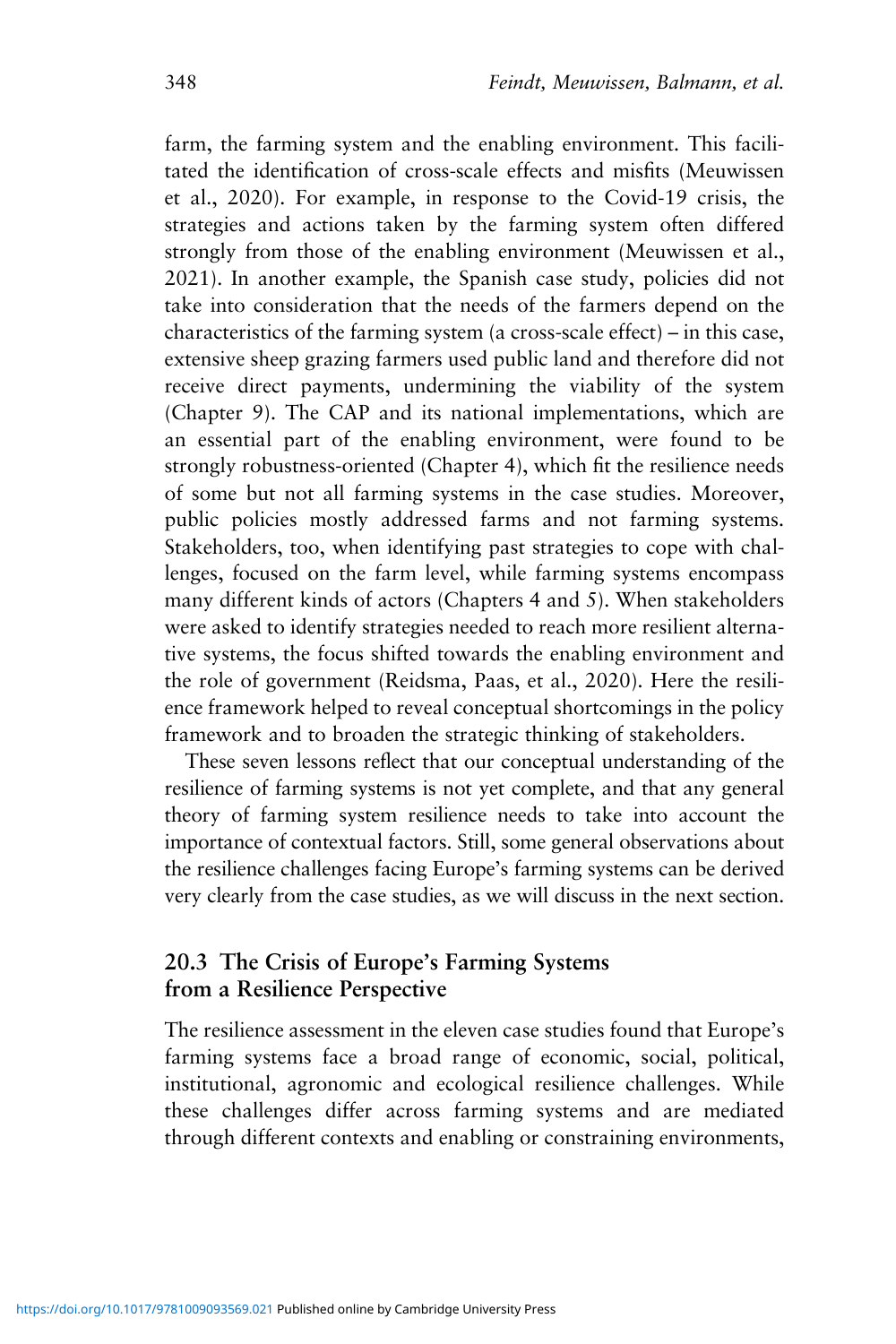farm, the farming system and the enabling environment. This facilitated the identification of cross-scale effects and misfits (Meuwissen et al., 2020). For example, in response to the Covid-19 crisis, the strategies and actions taken by the farming system often differed strongly from those of the enabling environment (Meuwissen et al., 2021). In another example, the Spanish case study, policies did not take into consideration that the needs of the farmers depend on the characteristics of the farming system (a cross-scale effect) – in this case, extensive sheep grazing farmers used public land and therefore did not receive direct payments, undermining the viability of the system (Chapter 9). The CAP and its national implementations, which are an essential part of the enabling environment, were found to be strongly robustness-oriented (Chapter 4), which fit the resilience needs of some but not all farming systems in the case studies. Moreover, public policies mostly addressed farms and not farming systems. Stakeholders, too, when identifying past strategies to cope with challenges, focused on the farm level, while farming systems encompass many different kinds of actors (Chapters 4 and 5). When stakeholders were asked to identify strategies needed to reach more resilient alternative systems, the focus shifted towards the enabling environment and the role of government (Reidsma, Paas, et al., 2020). Here the resilience framework helped to reveal conceptual shortcomings in the policy framework and to broaden the strategic thinking of stakeholders.

These seven lessons reflect that our conceptual understanding of the resilience of farming systems is not yet complete, and that any general theory of farming system resilience needs to take into account the importance of contextual factors. Still, some general observations about the resilience challenges facing Europe's farming systems can be derived very clearly from the case studies, as we will discuss in the next section.

## 20.3 The Crisis of Europe's Farming Systems from a Resilience Perspective

The resilience assessment in the eleven case studies found that Europe's farming systems face a broad range of economic, social, political, institutional, agronomic and ecological resilience challenges. While these challenges differ across farming systems and are mediated through different contexts and enabling or constraining environments,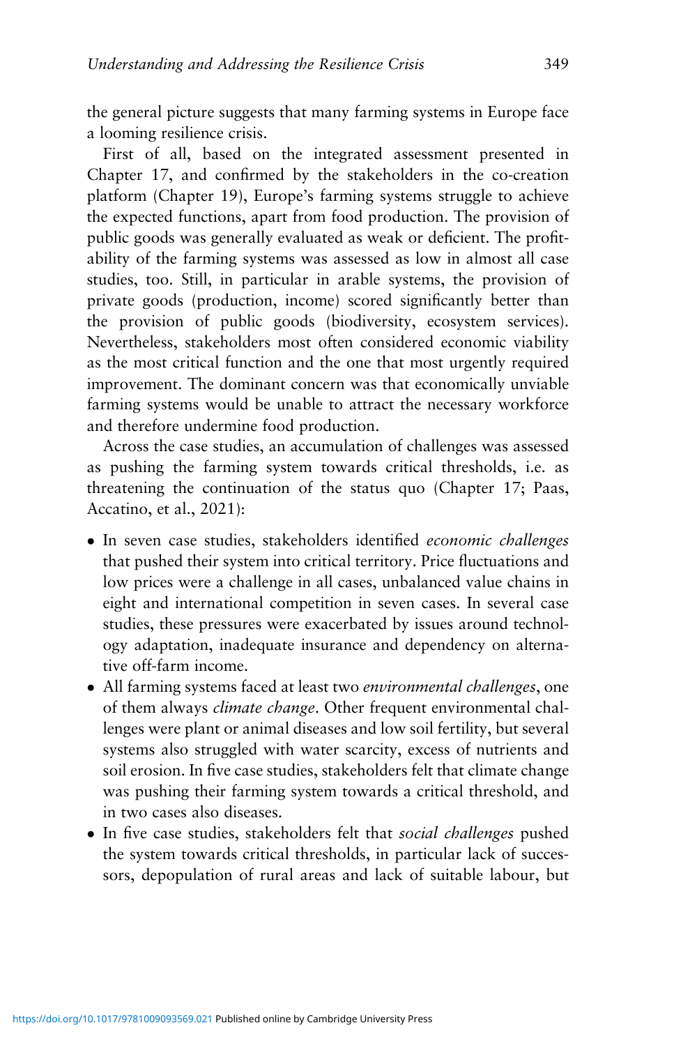the general picture suggests that many farming systems in Europe face a looming resilience crisis.

First of all, based on the integrated assessment presented in Chapter 17, and confirmed by the stakeholders in the co-creation platform (Chapter 19), Europe's farming systems struggle to achieve the expected functions, apart from food production. The provision of public goods was generally evaluated as weak or deficient. The profitability of the farming systems was assessed as low in almost all case studies, too. Still, in particular in arable systems, the provision of private goods (production, income) scored significantly better than the provision of public goods (biodiversity, ecosystem services). Nevertheless, stakeholders most often considered economic viability as the most critical function and the one that most urgently required improvement. The dominant concern was that economically unviable farming systems would be unable to attract the necessary workforce and therefore undermine food production.

Across the case studies, an accumulation of challenges was assessed as pushing the farming system towards critical thresholds, i.e. as threatening the continuation of the status quo (Chapter 17; Paas, Accatino, et al., 2021):

- In seven case studies, stakeholders identified *economic challenges* that pushed their system into critical territory. Price fluctuations and low prices were a challenge in all cases, unbalanced value chains in eight and international competition in seven cases. In several case studies, these pressures were exacerbated by issues around technology adaptation, inadequate insurance and dependency on alternative off-farm income.
- All farming systems faced at least two *environmental challenges*, one of them always *climate change*. Other frequent environmental challenges were plant or animal diseases and low soil fertility, but several systems also struggled with water scarcity, excess of nutrients and soil erosion. In five case studies, stakeholders felt that climate change was pushing their farming system towards a critical threshold, and in two cases also diseases.
- In five case studies, stakeholders felt that *social challenges* pushed the system towards critical thresholds, in particular lack of successors, depopulation of rural areas and lack of suitable labour, but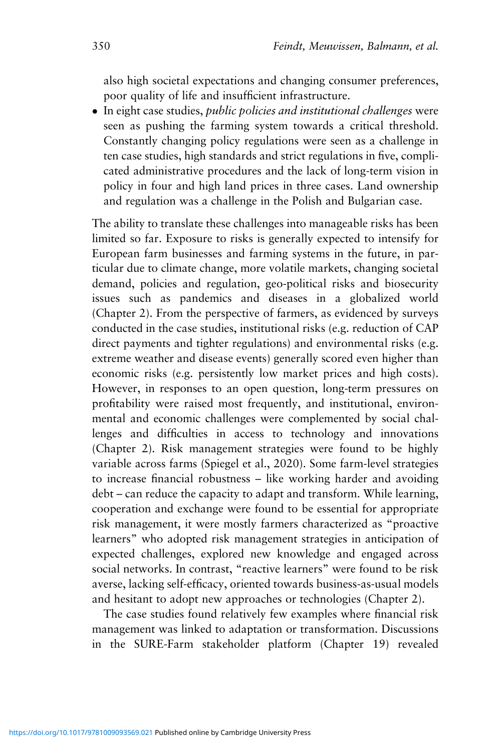also high societal expectations and changing consumer preferences, poor quality of life and insufficient infrastructure.

- In eight case studies, *public policies and institutional challenges* were seen as pushing the farming system towards a critical threshold. Constantly changing policy regulations were seen as a challenge in ten case studies, high standards and strict regulations in five, complicated administrative procedures and the lack of long-term vision in policy in four and high land prices in three cases. Land ownership and regulation was a challenge in the Polish and Bulgarian case.

The ability to translate these challenges into manageable risks has been limited so far. Exposure to risks is generally expected to intensify for European farm businesses and farming systems in the future, in particular due to climate change, more volatile markets, changing societal demand, policies and regulation, geo-political risks and biosecurity issues such as pandemics and diseases in a globalized world (Chapter 2). From the perspective of farmers, as evidenced by surveys conducted in the case studies, institutional risks (e.g. reduction of CAP direct payments and tighter regulations) and environmental risks (e.g. extreme weather and disease events) generally scored even higher than economic risks (e.g. persistently low market prices and high costs). However, in responses to an open question, long-term pressures on profitability were raised most frequently, and institutional, environmental and economic challenges were complemented by social challenges and difficulties in access to technology and innovations (Chapter 2). Risk management strategies were found to be highly variable across farms (Spiegel et al., 2020). Some farm-level strategies to increase financial robustness – like working harder and avoiding debt – can reduce the capacity to adapt and transform. While learning, cooperation and exchange were found to be essential for appropriate risk management, it were mostly farmers characterized as "proactive learners" who adopted risk management strategies in anticipation of expected challenges, explored new knowledge and engaged across social networks. In contrast, "reactive learners" were found to be risk averse, lacking self-efficacy, oriented towards business-as-usual models and hesitant to adopt new approaches or technologies (Chapter 2).

The case studies found relatively few examples where financial risk management was linked to adaptation or transformation. Discussions in the SURE-Farm stakeholder platform (Chapter 19) revealed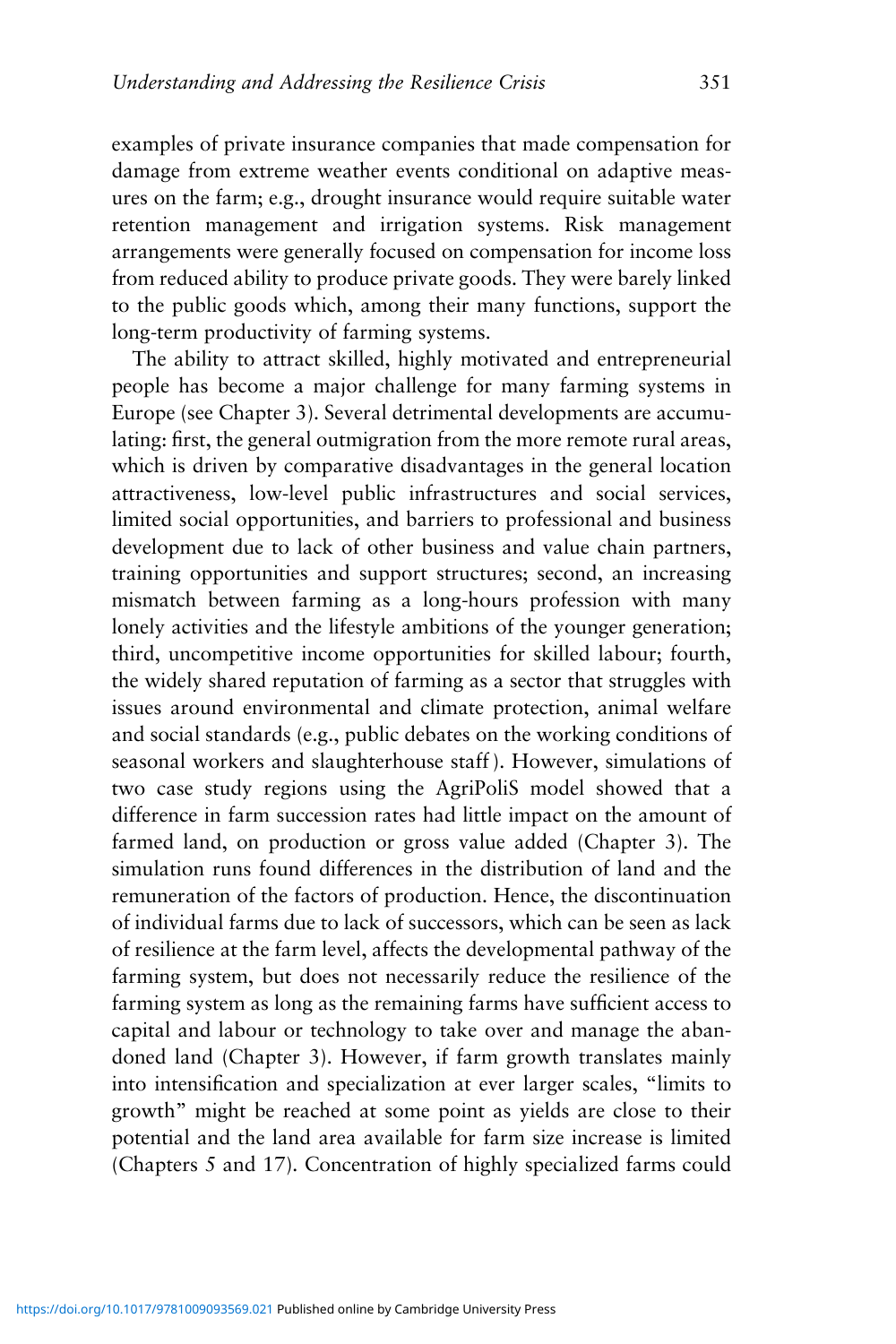examples of private insurance companies that made compensation for damage from extreme weather events conditional on adaptive measures on the farm; e.g., drought insurance would require suitable water retention management and irrigation systems. Risk management arrangements were generally focused on compensation for income loss from reduced ability to produce private goods. They were barely linked to the public goods which, among their many functions, support the long-term productivity of farming systems.

The ability to attract skilled, highly motivated and entrepreneurial people has become a major challenge for many farming systems in Europe (see Chapter 3). Several detrimental developments are accumulating: first, the general outmigration from the more remote rural areas, which is driven by comparative disadvantages in the general location attractiveness, low-level public infrastructures and social services, limited social opportunities, and barriers to professional and business development due to lack of other business and value chain partners, training opportunities and support structures; second, an increasing mismatch between farming as a long-hours profession with many lonely activities and the lifestyle ambitions of the younger generation; third, uncompetitive income opportunities for skilled labour; fourth, the widely shared reputation of farming as a sector that struggles with issues around environmental and climate protection, animal welfare and social standards (e.g., public debates on the working conditions of seasonal workers and slaughterhouse staff). However, simulations of two case study regions using the AgriPoliS model showed that a difference in farm succession rates had little impact on the amount of farmed land, on production or gross value added (Chapter 3). The simulation runs found differences in the distribution of land and the remuneration of the factors of production. Hence, the discontinuation of individual farms due to lack of successors, which can be seen as lack of resilience at the farm level, affects the developmental pathway of the farming system, but does not necessarily reduce the resilience of the farming system as long as the remaining farms have sufficient access to capital and labour or technology to take over and manage the abandoned land (Chapter 3). However, if farm growth translates mainly into intensification and specialization at ever larger scales, "limits to growth" might be reached at some point as yields are close to their potential and the land area available for farm size increase is limited (Chapters 5 and 17). Concentration of highly specialized farms could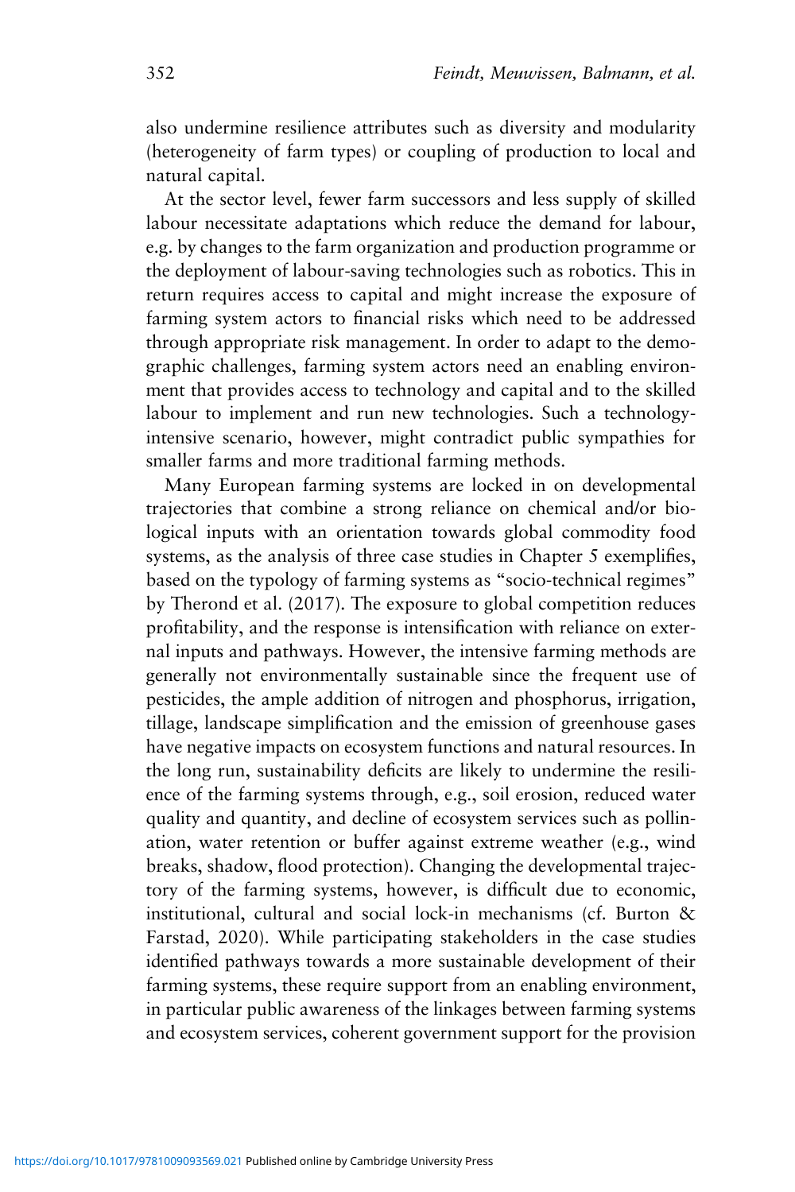also undermine resilience attributes such as diversity and modularity (heterogeneity of farm types) or coupling of production to local and natural capital.

At the sector level, fewer farm successors and less supply of skilled labour necessitate adaptations which reduce the demand for labour, e.g. by changes to the farm organization and production programme or the deployment of labour-saving technologies such as robotics. This in return requires access to capital and might increase the exposure of farming system actors to financial risks which need to be addressed through appropriate risk management. In order to adapt to the demographic challenges, farming system actors need an enabling environment that provides access to technology and capital and to the skilled labour to implement and run new technologies. Such a technology-intensive scenario, however, might contradict public sympathies for smaller farms and more traditional farming methods.

Many European farming systems are locked in on developmental trajectories that combine a strong reliance on chemical and/or biological inputs with an orientation towards global commodity food systems, as the analysis of three case studies in Chapter 5 exemplifies, based on the typology of farming systems as "socio-technical regimes" by Therond et al. (2017). The exposure to global competition reduces profitability, and the response is intensification with reliance on external inputs and pathways. However, the intensive farming methods are generally not environmentally sustainable since the frequent use of pesticides, the ample addition of nitrogen and phosphorus, irrigation, tillage, landscape simplification and the emission of greenhouse gases have negative impacts on ecosystem functions and natural resources. In the long run, sustainability deficits are likely to undermine the resilience of the farming systems through, e.g., soil erosion, reduced water quality and quantity, and decline of ecosystem services such as pollination, water retention or buffer against extreme weather (e.g., wind breaks, shadow, flood protection). Changing the developmental trajectory of the farming systems, however, is difficult due to economic, institutional, cultural and social lock-in mechanisms (cf. Burton & Farstad, 2020). While participating stakeholders in the case studies identified pathways towards a more sustainable development of their farming systems, these require support from an enabling environment, in particular public awareness of the linkages between farming systems and ecosystem services, coherent government support for the provision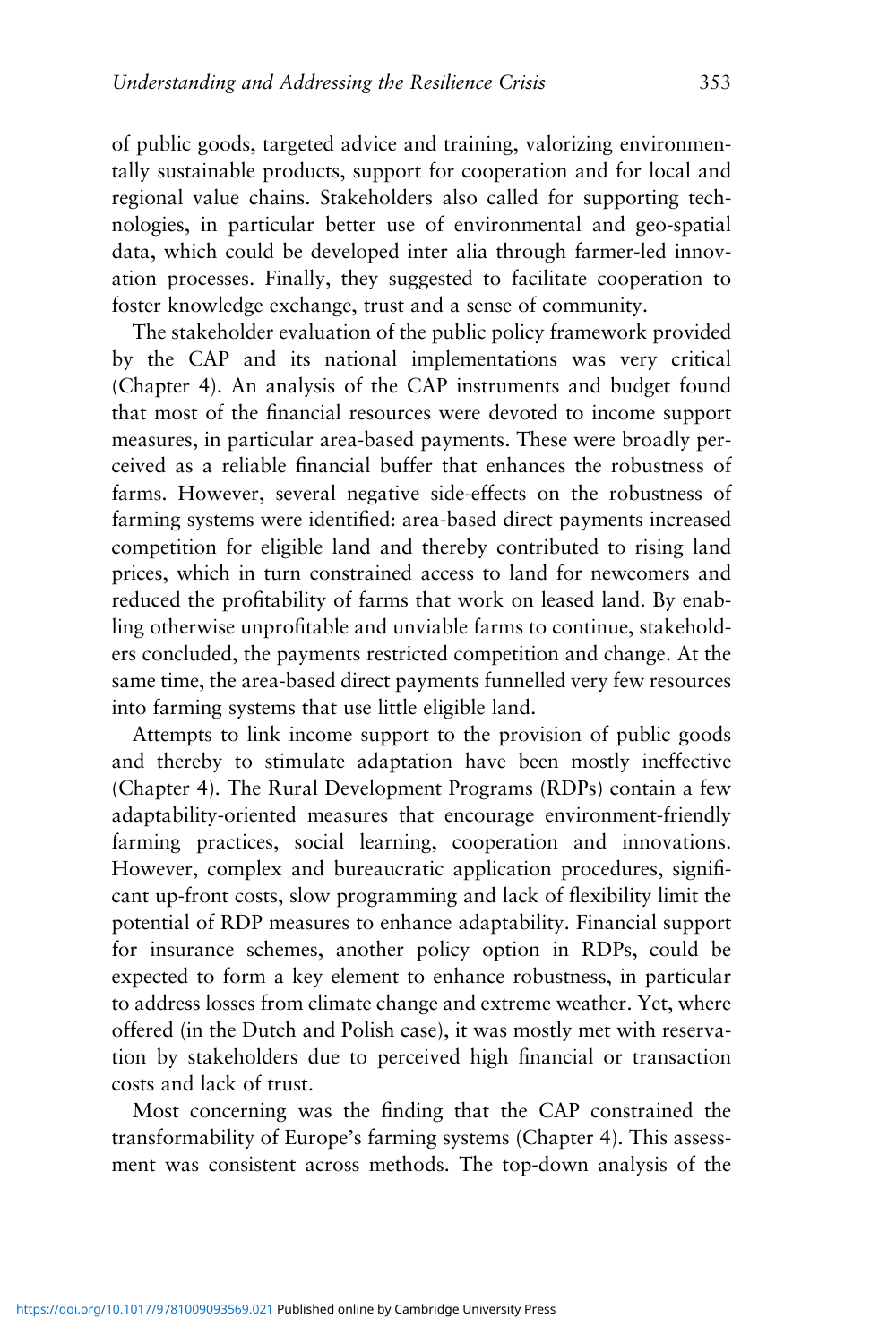of public goods, targeted advice and training, valorizing environmentally sustainable products, support for cooperation and for local and regional value chains. Stakeholders also called for supporting technologies, in particular better use of environmental and geo-spatial data, which could be developed inter alia through farmer-led innovation processes. Finally, they suggested to facilitate cooperation to foster knowledge exchange, trust and a sense of community.

The stakeholder evaluation of the public policy framework provided by the CAP and its national implementations was very critical (Chapter 4). An analysis of the CAP instruments and budget found that most of the financial resources were devoted to income support measures, in particular area-based payments. These were broadly perceived as a reliable financial buffer that enhances the robustness of farms. However, several negative side-effects on the robustness of farming systems were identified: area-based direct payments increased competition for eligible land and thereby contributed to rising land prices, which in turn constrained access to land for newcomers and reduced the profitability of farms that work on leased land. By enabling otherwise unprofitable and unviable farms to continue, stakeholders concluded, the payments restricted competition and change. At the same time, the area-based direct payments funnelled very few resources into farming systems that use little eligible land.

Attempts to link income support to the provision of public goods and thereby to stimulate adaptation have been mostly ineffective (Chapter 4). The Rural Development Programs (RDPs) contain a few adaptability-oriented measures that encourage environment-friendly farming practices, social learning, cooperation and innovations. However, complex and bureaucratic application procedures, significant up-front costs, slow programming and lack of flexibility limit the potential of RDP measures to enhance adaptability. Financial support for insurance schemes, another policy option in RDPs, could be expected to form a key element to enhance robustness, in particular to address losses from climate change and extreme weather. Yet, where offered (in the Dutch and Polish case), it was mostly met with reservation by stakeholders due to perceived high financial or transaction costs and lack of trust.

Most concerning was the finding that the CAP constrained the transformability of Europe's farming systems (Chapter 4). This assessment was consistent across methods. The top-down analysis of the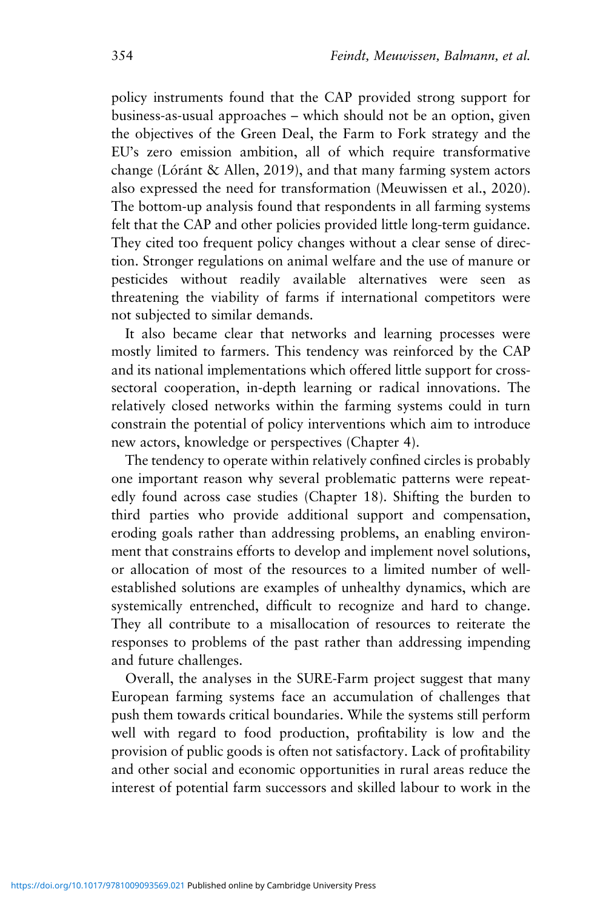policy instruments found that the CAP provided strong support for business-as-usual approaches – which should not be an option, given the objectives of the Green Deal, the Farm to Fork strategy and the EU's zero emission ambition, all of which require transformative change (Lóránt & Allen, 2019), and that many farming system actors also expressed the need for transformation (Meuwissen et al., 2020). The bottom-up analysis found that respondents in all farming systems felt that the CAP and other policies provided little long-term guidance. They cited too frequent policy changes without a clear sense of direction. Stronger regulations on animal welfare and the use of manure or pesticides without readily available alternatives were seen as threatening the viability of farms if international competitors were not subjected to similar demands.

It also became clear that networks and learning processes were mostly limited to farmers. This tendency was reinforced by the CAP and its national implementations which offered little support for cross-sectoral cooperation, in-depth learning or radical innovations. The relatively closed networks within the farming systems could in turn constrain the potential of policy interventions which aim to introduce new actors, knowledge or perspectives (Chapter 4).

The tendency to operate within relatively confined circles is probably one important reason why several problematic patterns were repeatedly found across case studies (Chapter 18). Shifting the burden to third parties who provide additional support and compensation, eroding goals rather than addressing problems, an enabling environment that constrains efforts to develop and implement novel solutions, or allocation of most of the resources to a limited number of well-established solutions are examples of unhealthy dynamics, which are systemically entrenched, difficult to recognize and hard to change. They all contribute to a misallocation of resources to reiterate the responses to problems of the past rather than addressing impending and future challenges.

Overall, the analyses in the SURE-Farm project suggest that many European farming systems face an accumulation of challenges that push them towards critical boundaries. While the systems still perform well with regard to food production, profitability is low and the provision of public goods is often not satisfactory. Lack of profitability and other social and economic opportunities in rural areas reduce the interest of potential farm successors and skilled labour to work in the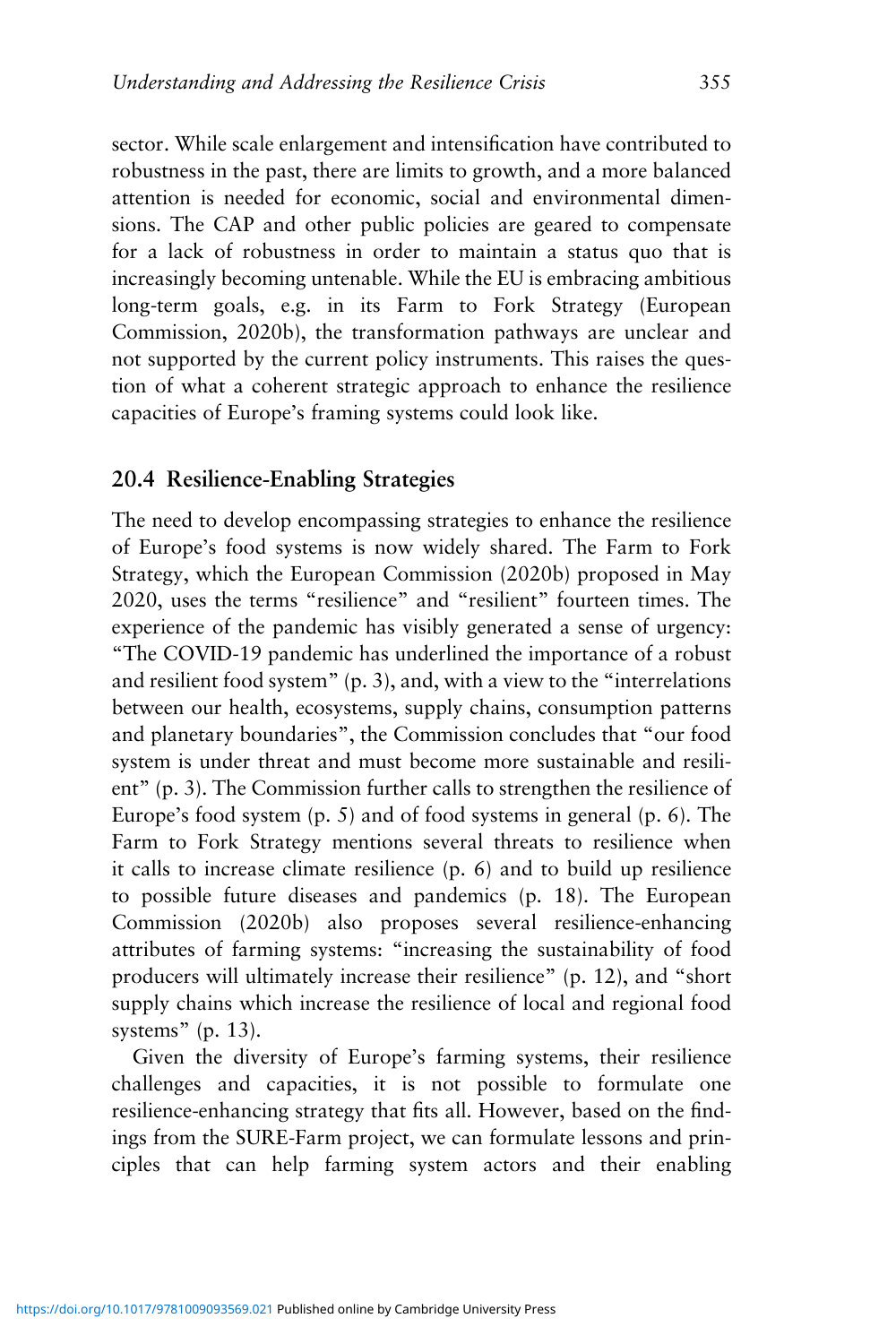sector. While scale enlargement and intensification have contributed to robustness in the past, there are limits to growth, and a more balanced attention is needed for economic, social and environmental dimensions. The CAP and other public policies are geared to compensate for a lack of robustness in order to maintain a status quo that is increasingly becoming untenable. While the EU is embracing ambitious long-term goals, e.g. in its Farm to Fork Strategy (European Commission, 2020b), the transformation pathways are unclear and not supported by the current policy instruments. This raises the question of what a coherent strategic approach to enhance the resilience capacities of Europe's framing systems could look like.

## 20.4 Resilience-Enabling Strategies

The need to develop encompassing strategies to enhance the resilience of Europe's food systems is now widely shared. The Farm to Fork Strategy, which the European Commission (2020b) proposed in May 2020, uses the terms "resilience" and "resilient" fourteen times. The experience of the pandemic has visibly generated a sense of urgency: "The COVID-19 pandemic has underlined the importance of a robust and resilient food system" (p. 3), and, with a view to the "interrelations between our health, ecosystems, supply chains, consumption patterns and planetary boundaries", the Commission concludes that "our food system is under threat and must become more sustainable and resilient" (p. 3). The Commission further calls to strengthen the resilience of Europe's food system (p. 5) and of food systems in general (p. 6). The Farm to Fork Strategy mentions several threats to resilience when it calls to increase climate resilience (p. 6) and to build up resilience to possible future diseases and pandemics (p. 18). The European Commission (2020b) also proposes several resilience-enhancing attributes of farming systems: "increasing the sustainability of food producers will ultimately increase their resilience" (p. 12), and "short supply chains which increase the resilience of local and regional food systems" (p. 13).

Given the diversity of Europe's farming systems, their resilience challenges and capacities, it is not possible to formulate one resilience-enhancing strategy that fits all. However, based on the findings from the SURE-Farm project, we can formulate lessons and principles that can help farming system actors and their enabling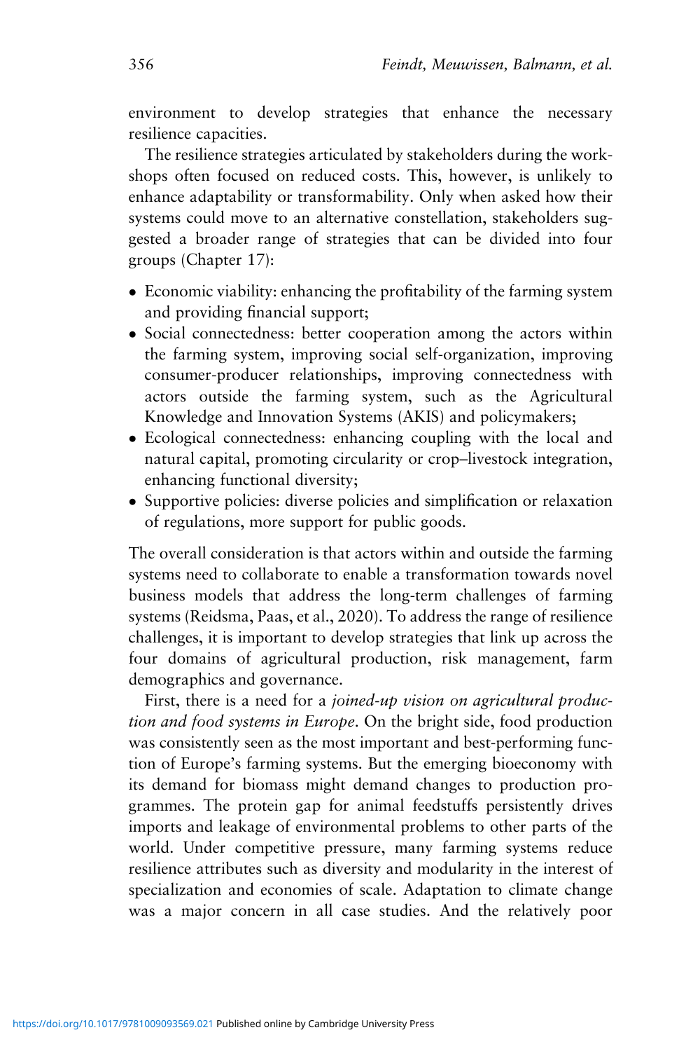environment to develop strategies that enhance the necessary resilience capacities.

The resilience strategies articulated by stakeholders during the workshops often focused on reduced costs. This, however, is unlikely to enhance adaptability or transformability. Only when asked how their systems could move to an alternative constellation, stakeholders suggested a broader range of strategies that can be divided into four groups (Chapter 17):

- Economic viability: enhancing the profitability of the farming system and providing financial support;
- Social connectedness: better cooperation among the actors within the farming system, improving social self-organization, improving consumer-producer relationships, improving connectedness with actors outside the farming system, such as the Agricultural Knowledge and Innovation Systems (AKIS) and policymakers;
- Ecological connectedness: enhancing coupling with the local and natural capital, promoting circularity or crop–livestock integration, enhancing functional diversity;
- Supportive policies: diverse policies and simplification or relaxation of regulations, more support for public goods.

The overall consideration is that actors within and outside the farming systems need to collaborate to enable a transformation towards novel business models that address the long-term challenges of farming systems (Reidsma, Paas, et al., 2020). To address the range of resilience challenges, it is important to develop strategies that link up across the four domains of agricultural production, risk management, farm demographics and governance.

First, there is a need for a *joined-up vision on agricultural production and food systems in Europe*. On the bright side, food production was consistently seen as the most important and best-performing function of Europe's farming systems. But the emerging bioeconomy with its demand for biomass might demand changes to production programmes. The protein gap for animal feedstuffs persistently drives imports and leakage of environmental problems to other parts of the world. Under competitive pressure, many farming systems reduce resilience attributes such as diversity and modularity in the interest of specialization and economies of scale. Adaptation to climate change was a major concern in all case studies. And the relatively poor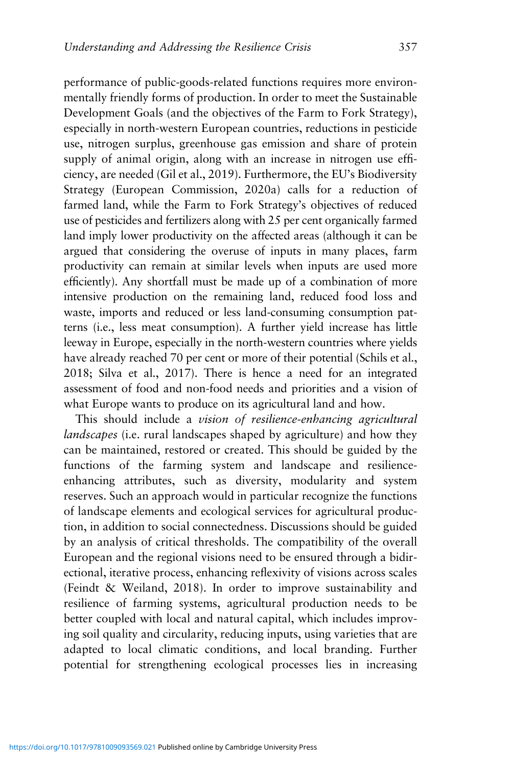performance of public-goods-related functions requires more environmentally friendly forms of production. In order to meet the Sustainable Development Goals (and the objectives of the Farm to Fork Strategy), especially in north-western European countries, reductions in pesticide use, nitrogen surplus, greenhouse gas emission and share of protein supply of animal origin, along with an increase in nitrogen use efficiency, are needed (Gil et al., 2019). Furthermore, the EU's Biodiversity Strategy (European Commission, 2020a) calls for a reduction of farmed land, while the Farm to Fork Strategy's objectives of reduced use of pesticides and fertilizers along with 25 per cent organically farmed land imply lower productivity on the affected areas (although it can be argued that considering the overuse of inputs in many places, farm productivity can remain at similar levels when inputs are used more efficiently). Any shortfall must be made up of a combination of more intensive production on the remaining land, reduced food loss and waste, imports and reduced or less land-consuming consumption patterns (i.e., less meat consumption). A further yield increase has little leeway in Europe, especially in the north-western countries where yields have already reached 70 per cent or more of their potential (Schils et al., 2018; Silva et al., 2017). There is hence a need for an integrated assessment of food and non-food needs and priorities and a vision of what Europe wants to produce on its agricultural land and how.

This should include a *vision of resilience-enhancing agricultural landscapes* (i.e. rural landscapes shaped by agriculture) and how they can be maintained, restored or created. This should be guided by the functions of the farming system and landscape and resilience-enhancing attributes, such as diversity, modularity and system reserves. Such an approach would in particular recognize the functions of landscape elements and ecological services for agricultural production, in addition to social connectedness. Discussions should be guided by an analysis of critical thresholds. The compatibility of the overall European and the regional visions need to be ensured through a bidirectional, iterative process, enhancing reflexivity of visions across scales (Feindt & Weiland, 2018). In order to improve sustainability and resilience of farming systems, agricultural production needs to be better coupled with local and natural capital, which includes improving soil quality and circularity, reducing inputs, using varieties that are adapted to local climatic conditions, and local branding. Further potential for strengthening ecological processes lies in increasing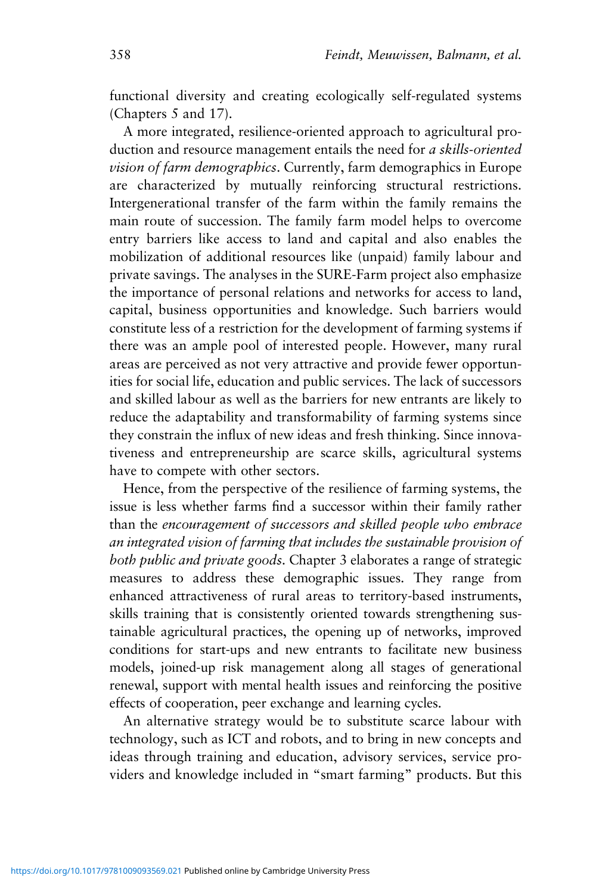functional diversity and creating ecologically self-regulated systems (Chapters 5 and 17).

A more integrated, resilience-oriented approach to agricultural production and resource management entails the need for *a skills-oriented vision of farm demographics*. Currently, farm demographics in Europe are characterized by mutually reinforcing structural restrictions. Intergenerational transfer of the farm within the family remains the main route of succession. The family farm model helps to overcome entry barriers like access to land and capital and also enables the mobilization of additional resources like (unpaid) family labour and private savings. The analyses in the SURE-Farm project also emphasize the importance of personal relations and networks for access to land, capital, business opportunities and knowledge. Such barriers would constitute less of a restriction for the development of farming systems if there was an ample pool of interested people. However, many rural areas are perceived as not very attractive and provide fewer opportunities for social life, education and public services. The lack of successors and skilled labour as well as the barriers for new entrants are likely to reduce the adaptability and transformability of farming systems since they constrain the influx of new ideas and fresh thinking. Since innovativeness and entrepreneurship are scarce skills, agricultural systems have to compete with other sectors.

Hence, from the perspective of the resilience of farming systems, the issue is less whether farms find a successor within their family rather than the *encouragement of successors and skilled people who embrace an integrated vision of farming that includes the sustainable provision of both public and private goods*. Chapter 3 elaborates a range of strategic measures to address these demographic issues. They range from enhanced attractiveness of rural areas to territory-based instruments, skills training that is consistently oriented towards strengthening sustainable agricultural practices, the opening up of networks, improved conditions for start-ups and new entrants to facilitate new business models, joined-up risk management along all stages of generational renewal, support with mental health issues and reinforcing the positive effects of cooperation, peer exchange and learning cycles.

An alternative strategy would be to substitute scarce labour with technology, such as ICT and robots, and to bring in new concepts and ideas through training and education, advisory services, service providers and knowledge included in "smart farming" products. But this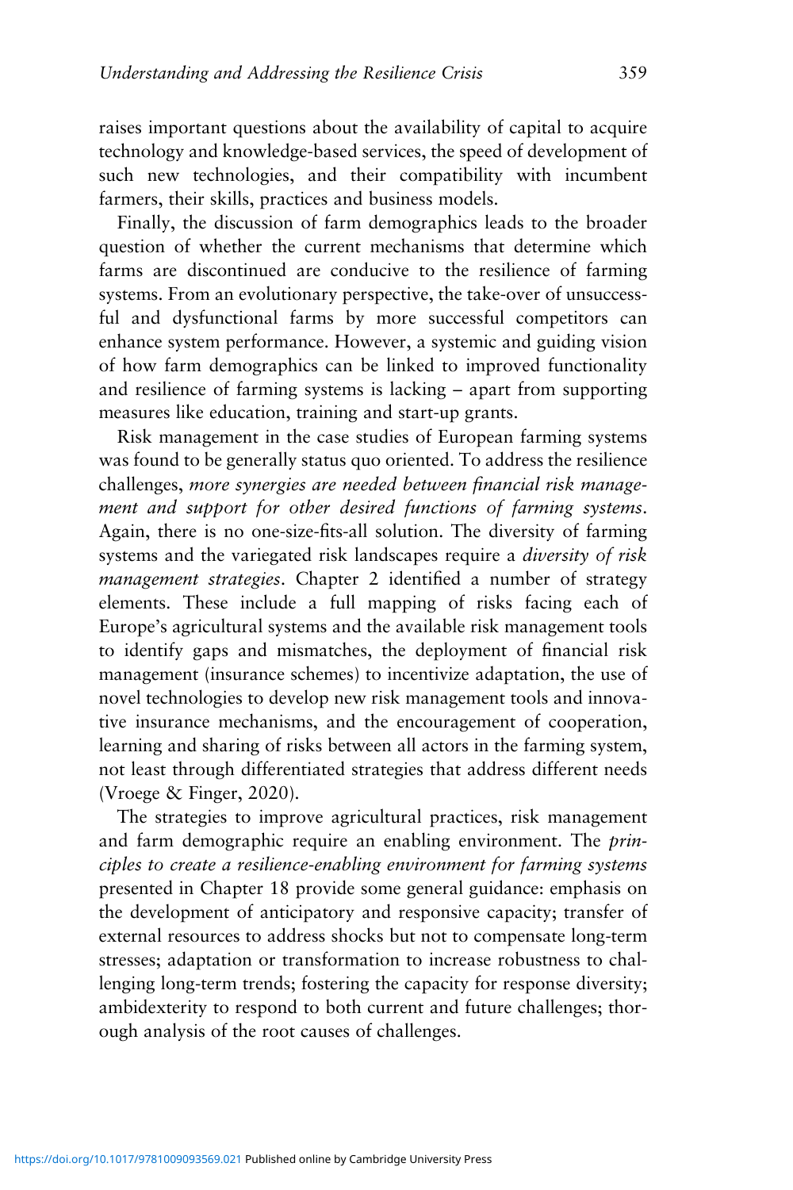raises important questions about the availability of capital to acquire technology and knowledge-based services, the speed of development of such new technologies, and their compatibility with incumbent farmers, their skills, practices and business models.

Finally, the discussion of farm demographics leads to the broader question of whether the current mechanisms that determine which farms are discontinued are conducive to the resilience of farming systems. From an evolutionary perspective, the take-over of unsuccessful and dysfunctional farms by more successful competitors can enhance system performance. However, a systemic and guiding vision of how farm demographics can be linked to improved functionality and resilience of farming systems is lacking – apart from supporting measures like education, training and start-up grants.

Risk management in the case studies of European farming systems was found to be generally status quo oriented. To address the resilience challenges, *more synergies are needed between financial risk management and support for other desired functions of farming systems*. Again, there is no one-size-fits-all solution. The diversity of farming systems and the variegated risk landscapes require a *diversity of risk management strategies*. Chapter 2 identified a number of strategy elements. These include a full mapping of risks facing each of Europe's agricultural systems and the available risk management tools to identify gaps and mismatches, the deployment of financial risk management (insurance schemes) to incentivize adaptation, the use of novel technologies to develop new risk management tools and innovative insurance mechanisms, and the encouragement of cooperation, learning and sharing of risks between all actors in the farming system, not least through differentiated strategies that address different needs (Vroege & Finger, 2020).

The strategies to improve agricultural practices, risk management and farm demographic require an enabling environment. The *principles to create a resilience-enabling environment for farming systems* presented in Chapter 18 provide some general guidance: emphasis on the development of anticipatory and responsive capacity; transfer of external resources to address shocks but not to compensate long-term stresses; adaptation or transformation to increase robustness to challenging long-term trends; fostering the capacity for response diversity; ambidexterity to respond to both current and future challenges; thorough analysis of the root causes of challenges.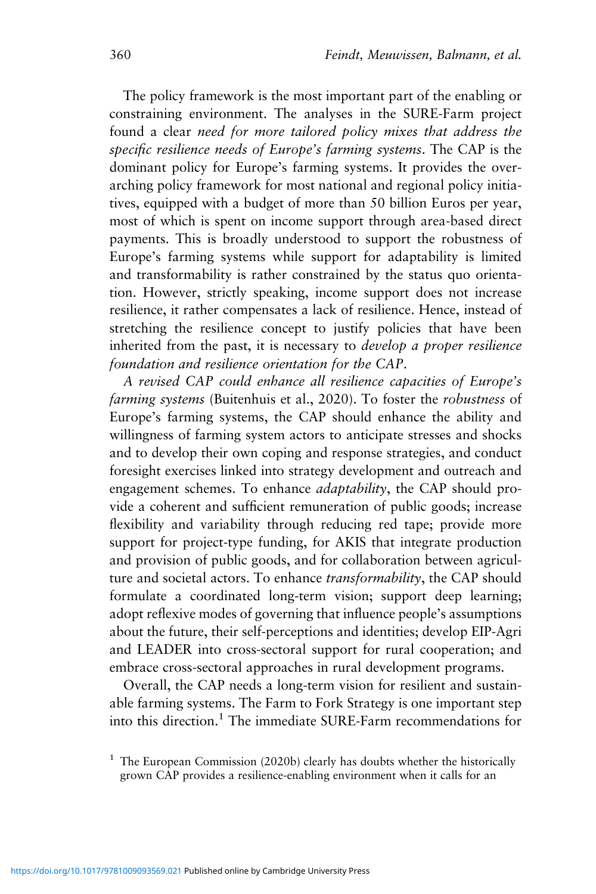The policy framework is the most important part of the enabling or constraining environment. The analyses in the SURE-Farm project found a clear *need for more tailored policy mixes that address the specific resilience needs of Europe's farming systems*. The CAP is the dominant policy for Europe's farming systems. It provides the overarching policy framework for most national and regional policy initiatives, equipped with a budget of more than 50 billion Euros per year, most of which is spent on income support through area-based direct payments. This is broadly understood to support the robustness of Europe's farming systems while support for adaptability is limited and transformability is rather constrained by the status quo orientation. However, strictly speaking, income support does not increase resilience, it rather compensates a lack of resilience. Hence, instead of stretching the resilience concept to justify policies that have been inherited from the past, it is necessary to *develop a proper resilience foundation and resilience orientation for the CAP*.

*A revised CAP could enhance all resilience capacities of Europe's farming systems* (Buitenhuis et al., 2020). To foster the *robustness* of Europe's farming systems, the CAP should enhance the ability and willingness of farming system actors to anticipate stresses and shocks and to develop their own coping and response strategies, and conduct foresight exercises linked into strategy development and outreach and engagement schemes. To enhance *adaptability*, the CAP should provide a coherent and sufficient remuneration of public goods; increase flexibility and variability through reducing red tape; provide more support for project-type funding, for AKIS that integrate production and provision of public goods, and for collaboration between agriculture and societal actors. To enhance *transformability*, the CAP should formulate a coordinated long-term vision; support deep learning; adopt reflexive modes of governing that influence people's assumptions about the future, their self-perceptions and identities; develop EIP-Agri and LEADER into cross-sectoral support for rural cooperation; and embrace cross-sectoral approaches in rural development programs.

Overall, the CAP needs a long-term vision for resilient and sustainable farming systems. The Farm to Fork Strategy is one important step into this direction.[1] The immediate SURE-Farm recommendations for

[1] The European Commission (2020b) clearly has doubts whether the historically grown CAP provides a resilience-enabling environment when it calls for an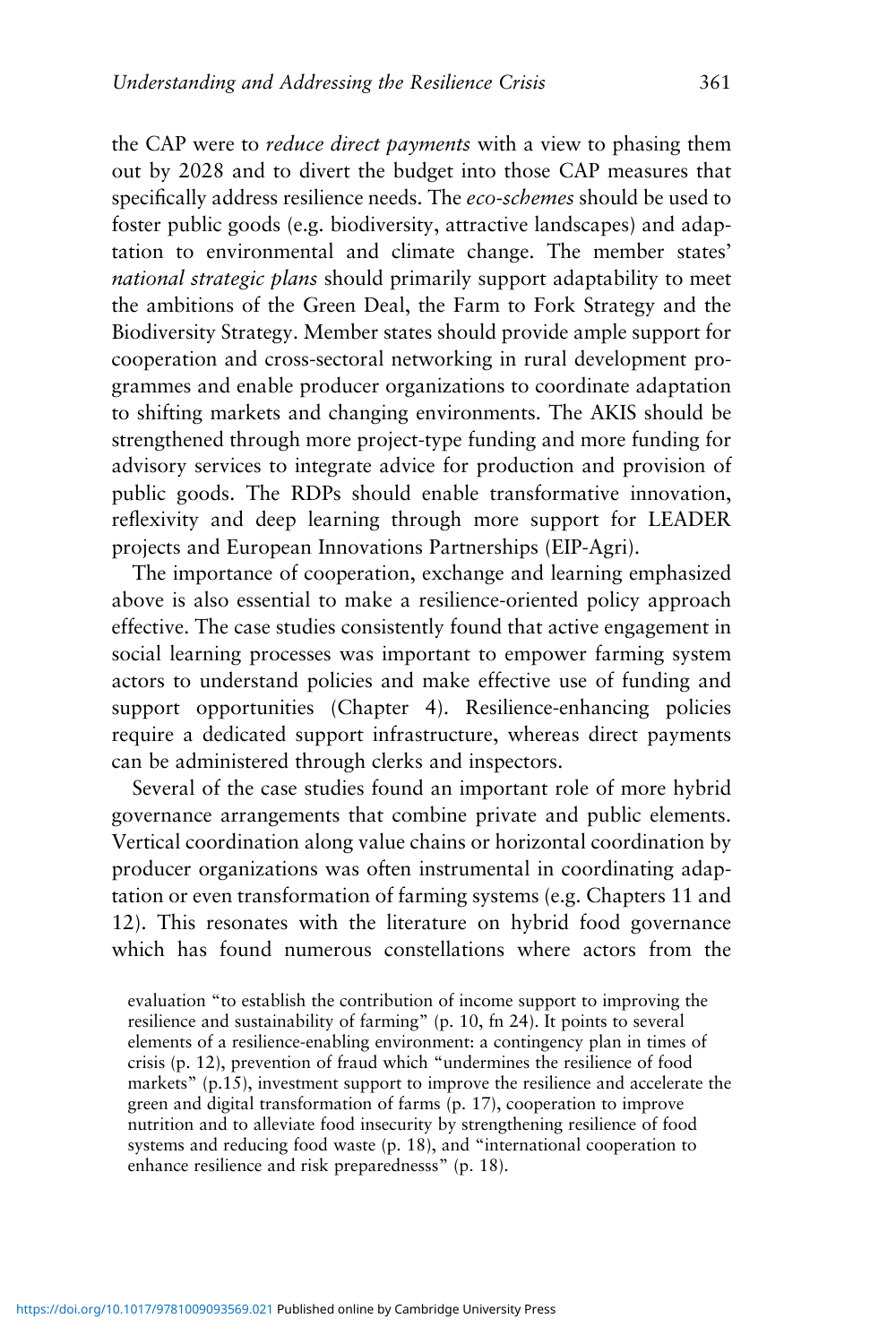the CAP were to *reduce direct payments* with a view to phasing them out by 2028 and to divert the budget into those CAP measures that specifically address resilience needs. The *eco-schemes* should be used to foster public goods (e.g. biodiversity, attractive landscapes) and adaptation to environmental and climate change. The member states' *national strategic plans* should primarily support adaptability to meet the ambitions of the Green Deal, the Farm to Fork Strategy and the Biodiversity Strategy. Member states should provide ample support for cooperation and cross-sectoral networking in rural development programmes and enable producer organizations to coordinate adaptation to shifting markets and changing environments. The AKIS should be strengthened through more project-type funding and more funding for advisory services to integrate advice for production and provision of public goods. The RDPs should enable transformative innovation, reflexivity and deep learning through more support for LEADER projects and European Innovations Partnerships (EIP-Agri).

The importance of cooperation, exchange and learning emphasized above is also essential to make a resilience-oriented policy approach effective. The case studies consistently found that active engagement in social learning processes was important to empower farming system actors to understand policies and make effective use of funding and support opportunities (Chapter 4). Resilience-enhancing policies require a dedicated support infrastructure, whereas direct payments can be administered through clerks and inspectors.

Several of the case studies found an important role of more hybrid governance arrangements that combine private and public elements. Vertical coordination along value chains or horizontal coordination by producer organizations was often instrumental in coordinating adaptation or even transformation of farming systems (e.g. Chapters 11 and 12). This resonates with the literature on hybrid food governance which has found numerous constellations where actors from the

evaluation "to establish the contribution of income support to improving the resilience and sustainability of farming" (p. 10, fn 24). It points to several elements of a resilience-enabling environment: a contingency plan in times of crisis (p. 12), prevention of fraud which "undermines the resilience of food markets" (p.15), investment support to improve the resilience and accelerate the green and digital transformation of farms (p. 17), cooperation to improve nutrition and to alleviate food insecurity by strengthening resilience of food systems and reducing food waste (p. 18), and "international cooperation to enhance resilience and risk preparednesss" (p. 18).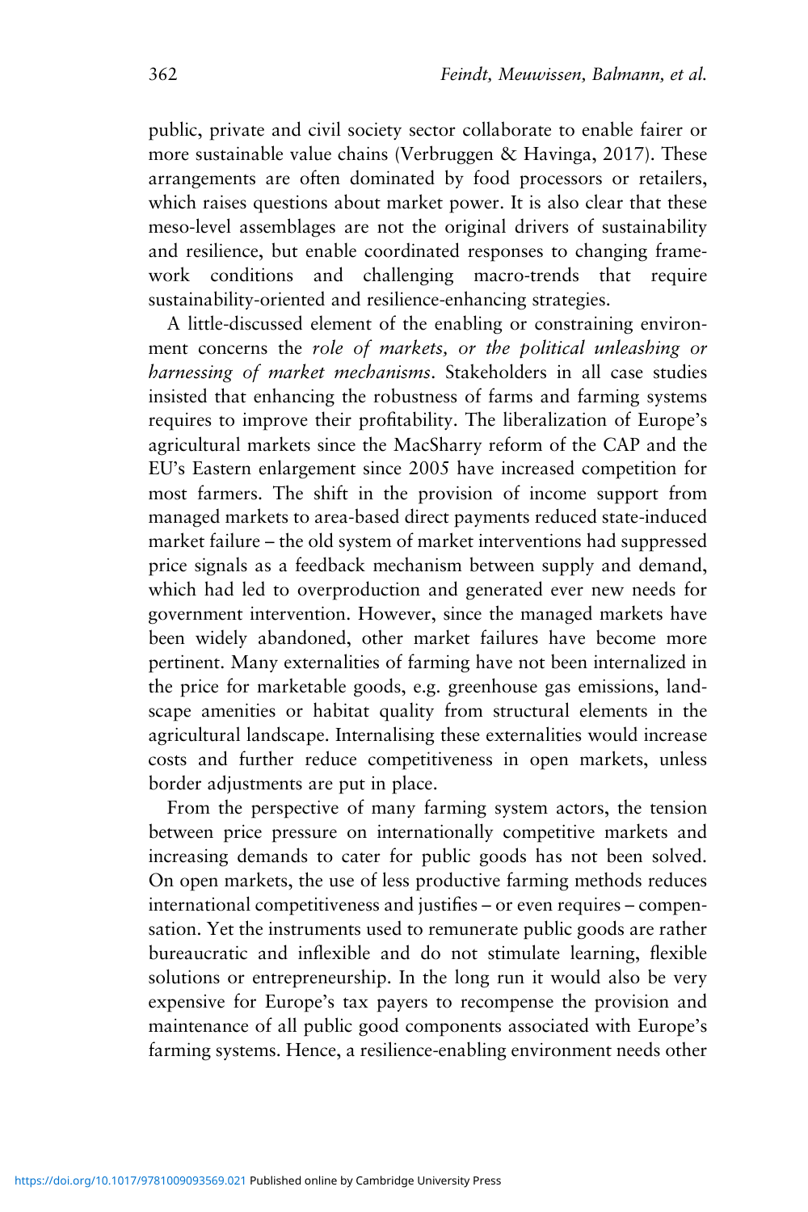public, private and civil society sector collaborate to enable fairer or more sustainable value chains (Verbruggen & Havinga, 2017). These arrangements are often dominated by food processors or retailers, which raises questions about market power. It is also clear that these meso-level assemblages are not the original drivers of sustainability and resilience, but enable coordinated responses to changing framework conditions and challenging macro-trends that require sustainability-oriented and resilience-enhancing strategies.

A little-discussed element of the enabling or constraining environment concerns the *role of markets, or the political unleashing or harnessing of market mechanisms*. Stakeholders in all case studies insisted that enhancing the robustness of farms and farming systems requires to improve their profitability. The liberalization of Europe's agricultural markets since the MacSharry reform of the CAP and the EU's Eastern enlargement since 2005 have increased competition for most farmers. The shift in the provision of income support from managed markets to area-based direct payments reduced state-induced market failure – the old system of market interventions had suppressed price signals as a feedback mechanism between supply and demand, which had led to overproduction and generated ever new needs for government intervention. However, since the managed markets have been widely abandoned, other market failures have become more pertinent. Many externalities of farming have not been internalized in the price for marketable goods, e.g. greenhouse gas emissions, landscape amenities or habitat quality from structural elements in the agricultural landscape. Internalising these externalities would increase costs and further reduce competitiveness in open markets, unless border adjustments are put in place.

From the perspective of many farming system actors, the tension between price pressure on internationally competitive markets and increasing demands to cater for public goods has not been solved. On open markets, the use of less productive farming methods reduces international competitiveness and justifies – or even requires – compensation. Yet the instruments used to remunerate public goods are rather bureaucratic and inflexible and do not stimulate learning, flexible solutions or entrepreneurship. In the long run it would also be very expensive for Europe's tax payers to recompense the provision and maintenance of all public good components associated with Europe's farming systems. Hence, a resilience-enabling environment needs other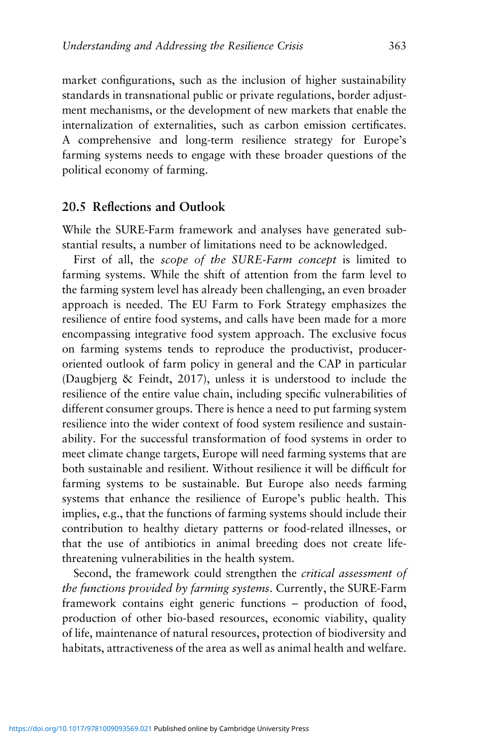market configurations, such as the inclusion of higher sustainability standards in transnational public or private regulations, border adjustment mechanisms, or the development of new markets that enable the internalization of externalities, such as carbon emission certificates. A comprehensive and long-term resilience strategy for Europe's farming systems needs to engage with these broader questions of the political economy of farming.

## 20.5 Reflections and Outlook

While the SURE-Farm framework and analyses have generated substantial results, a number of limitations need to be acknowledged.

First of all, the *scope of the SURE-Farm concept* is limited to farming systems. While the shift of attention from the farm level to the farming system level has already been challenging, an even broader approach is needed. The EU Farm to Fork Strategy emphasizes the resilience of entire food systems, and calls have been made for a more encompassing integrative food system approach. The exclusive focus on farming systems tends to reproduce the productivist, producer-oriented outlook of farm policy in general and the CAP in particular (Daugbjerg & Feindt, 2017), unless it is understood to include the resilience of the entire value chain, including specific vulnerabilities of different consumer groups. There is hence a need to put farming system resilience into the wider context of food system resilience and sustainability. For the successful transformation of food systems in order to meet climate change targets, Europe will need farming systems that are both sustainable and resilient. Without resilience it will be difficult for farming systems to be sustainable. But Europe also needs farming systems that enhance the resilience of Europe's public health. This implies, e.g., that the functions of farming systems should include their contribution to healthy dietary patterns or food-related illnesses, or that the use of antibiotics in animal breeding does not create life-threatening vulnerabilities in the health system.

Second, the framework could strengthen the *critical assessment of the functions provided by farming systems*. Currently, the SURE-Farm framework contains eight generic functions – production of food, production of other bio-based resources, economic viability, quality of life, maintenance of natural resources, protection of biodiversity and habitats, attractiveness of the area as well as animal health and welfare.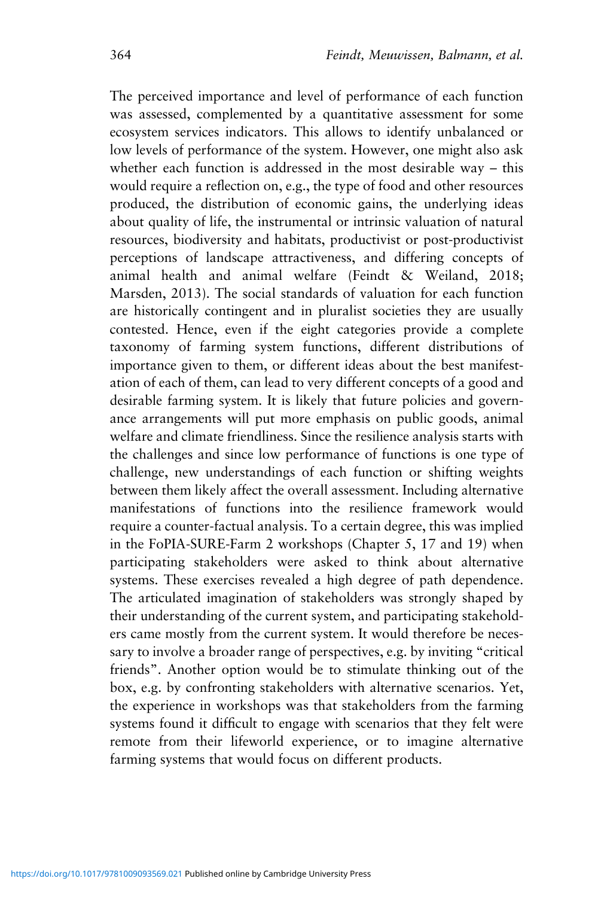The perceived importance and level of performance of each function was assessed, complemented by a quantitative assessment for some ecosystem services indicators. This allows to identify unbalanced or low levels of performance of the system. However, one might also ask whether each function is addressed in the most desirable way – this would require a reflection on, e.g., the type of food and other resources produced, the distribution of economic gains, the underlying ideas about quality of life, the instrumental or intrinsic valuation of natural resources, biodiversity and habitats, productivist or post-productivist perceptions of landscape attractiveness, and differing concepts of animal health and animal welfare (Feindt & Weiland, 2018; Marsden, 2013). The social standards of valuation for each function are historically contingent and in pluralist societies they are usually contested. Hence, even if the eight categories provide a complete taxonomy of farming system functions, different distributions of importance given to them, or different ideas about the best manifestation of each of them, can lead to very different concepts of a good and desirable farming system. It is likely that future policies and governance arrangements will put more emphasis on public goods, animal welfare and climate friendliness. Since the resilience analysis starts with the challenges and since low performance of functions is one type of challenge, new understandings of each function or shifting weights between them likely affect the overall assessment. Including alternative manifestations of functions into the resilience framework would require a counter-factual analysis. To a certain degree, this was implied in the FoPIA-SURE-Farm 2 workshops (Chapter 5, 17 and 19) when participating stakeholders were asked to think about alternative systems. These exercises revealed a high degree of path dependence. The articulated imagination of stakeholders was strongly shaped by their understanding of the current system, and participating stakeholders came mostly from the current system. It would therefore be necessary to involve a broader range of perspectives, e.g. by inviting "critical friends". Another option would be to stimulate thinking out of the box, e.g. by confronting stakeholders with alternative scenarios. Yet, the experience in workshops was that stakeholders from the farming systems found it difficult to engage with scenarios that they felt were remote from their lifeworld experience, or to imagine alternative farming systems that would focus on different products.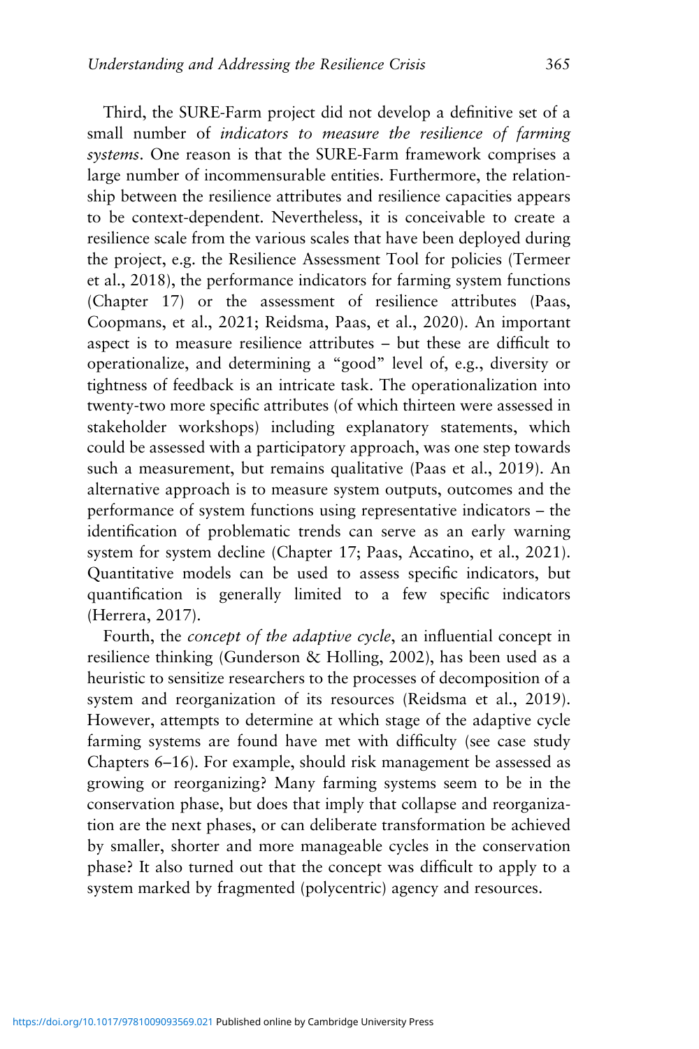Third, the SURE-Farm project did not develop a definitive set of a small number of *indicators to measure the resilience of farming systems*. One reason is that the SURE-Farm framework comprises a large number of incommensurable entities. Furthermore, the relationship between the resilience attributes and resilience capacities appears to be context-dependent. Nevertheless, it is conceivable to create a resilience scale from the various scales that have been deployed during the project, e.g. the Resilience Assessment Tool for policies (Termeer et al., 2018), the performance indicators for farming system functions (Chapter 17) or the assessment of resilience attributes (Paas, Coopmans, et al., 2021; Reidsma, Paas, et al., 2020). An important aspect is to measure resilience attributes – but these are difficult to operationalize, and determining a "good" level of, e.g., diversity or tightness of feedback is an intricate task. The operationalization into twenty-two more specific attributes (of which thirteen were assessed in stakeholder workshops) including explanatory statements, which could be assessed with a participatory approach, was one step towards such a measurement, but remains qualitative (Paas et al., 2019). An alternative approach is to measure system outputs, outcomes and the performance of system functions using representative indicators – the identification of problematic trends can serve as an early warning system for system decline (Chapter 17; Paas, Accatino, et al., 2021). Quantitative models can be used to assess specific indicators, but quantification is generally limited to a few specific indicators (Herrera, 2017).

Fourth, the *concept of the adaptive cycle*, an influential concept in resilience thinking (Gunderson & Holling, 2002), has been used as a heuristic to sensitize researchers to the processes of decomposition of a system and reorganization of its resources (Reidsma et al., 2019). However, attempts to determine at which stage of the adaptive cycle farming systems are found have met with difficulty (see case study Chapters 6–16). For example, should risk management be assessed as growing or reorganizing? Many farming systems seem to be in the conservation phase, but does that imply that collapse and reorganization are the next phases, or can deliberate transformation be achieved by smaller, shorter and more manageable cycles in the conservation phase? It also turned out that the concept was difficult to apply to a system marked by fragmented (polycentric) agency and resources.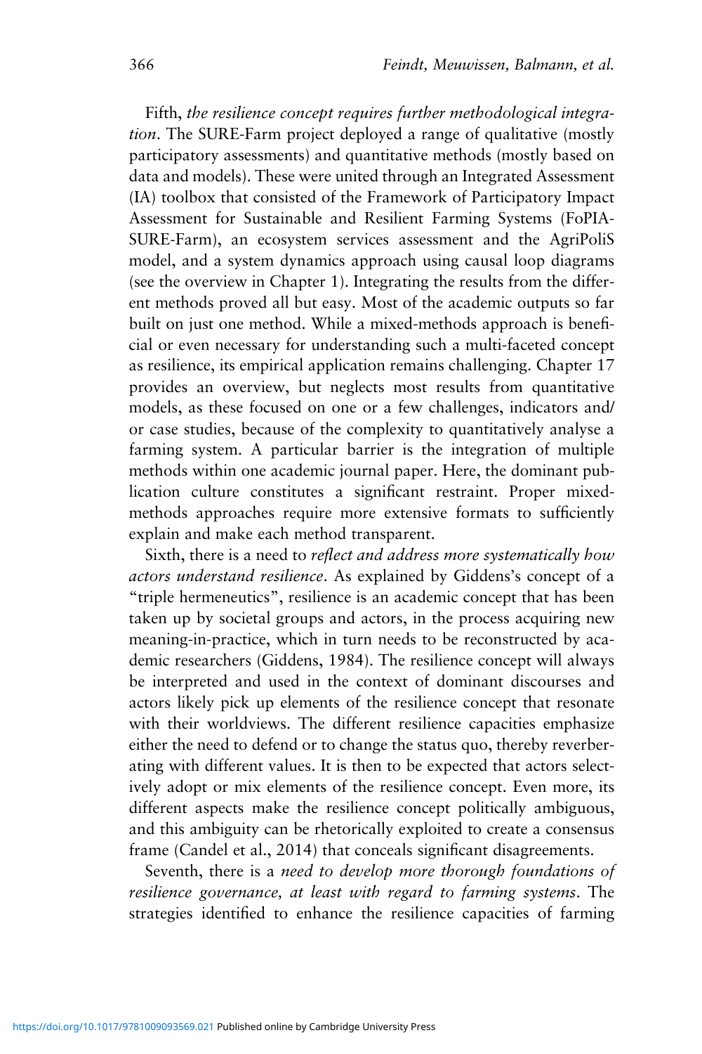Fifth, *the resilience concept requires further methodological integration*. The SURE-Farm project deployed a range of qualitative (mostly participatory assessments) and quantitative methods (mostly based on data and models). These were united through an Integrated Assessment (IA) toolbox that consisted of the Framework of Participatory Impact Assessment for Sustainable and Resilient Farming Systems (FoPIA-SURE-Farm), an ecosystem services assessment and the AgriPoliS model, and a system dynamics approach using causal loop diagrams (see the overview in Chapter 1). Integrating the results from the different methods proved all but easy. Most of the academic outputs so far built on just one method. While a mixed-methods approach is beneficial or even necessary for understanding such a multi-faceted concept as resilience, its empirical application remains challenging. Chapter 17 provides an overview, but neglects most results from quantitative models, as these focused on one or a few challenges, indicators and/or case studies, because of the complexity to quantitatively analyse a farming system. A particular barrier is the integration of multiple methods within one academic journal paper. Here, the dominant publication culture constitutes a significant restraint. Proper mixed-methods approaches require more extensive formats to sufficiently explain and make each method transparent.

Sixth, there is a need to *reflect and address more systematically how actors understand resilience*. As explained by Giddens's concept of a "triple hermeneutics", resilience is an academic concept that has been taken up by societal groups and actors, in the process acquiring new meaning-in-practice, which in turn needs to be reconstructed by academic researchers (Giddens, 1984). The resilience concept will always be interpreted and used in the context of dominant discourses and actors likely pick up elements of the resilience concept that resonate with their worldviews. The different resilience capacities emphasize either the need to defend or to change the status quo, thereby reverberating with different values. It is then to be expected that actors selectively adopt or mix elements of the resilience concept. Even more, its different aspects make the resilience concept politically ambiguous, and this ambiguity can be rhetorically exploited to create a consensus frame (Candel et al., 2014) that conceals significant disagreements.

Seventh, there is a *need to develop more thorough foundations of resilience governance, at least with regard to farming systems*. The strategies identified to enhance the resilience capacities of farming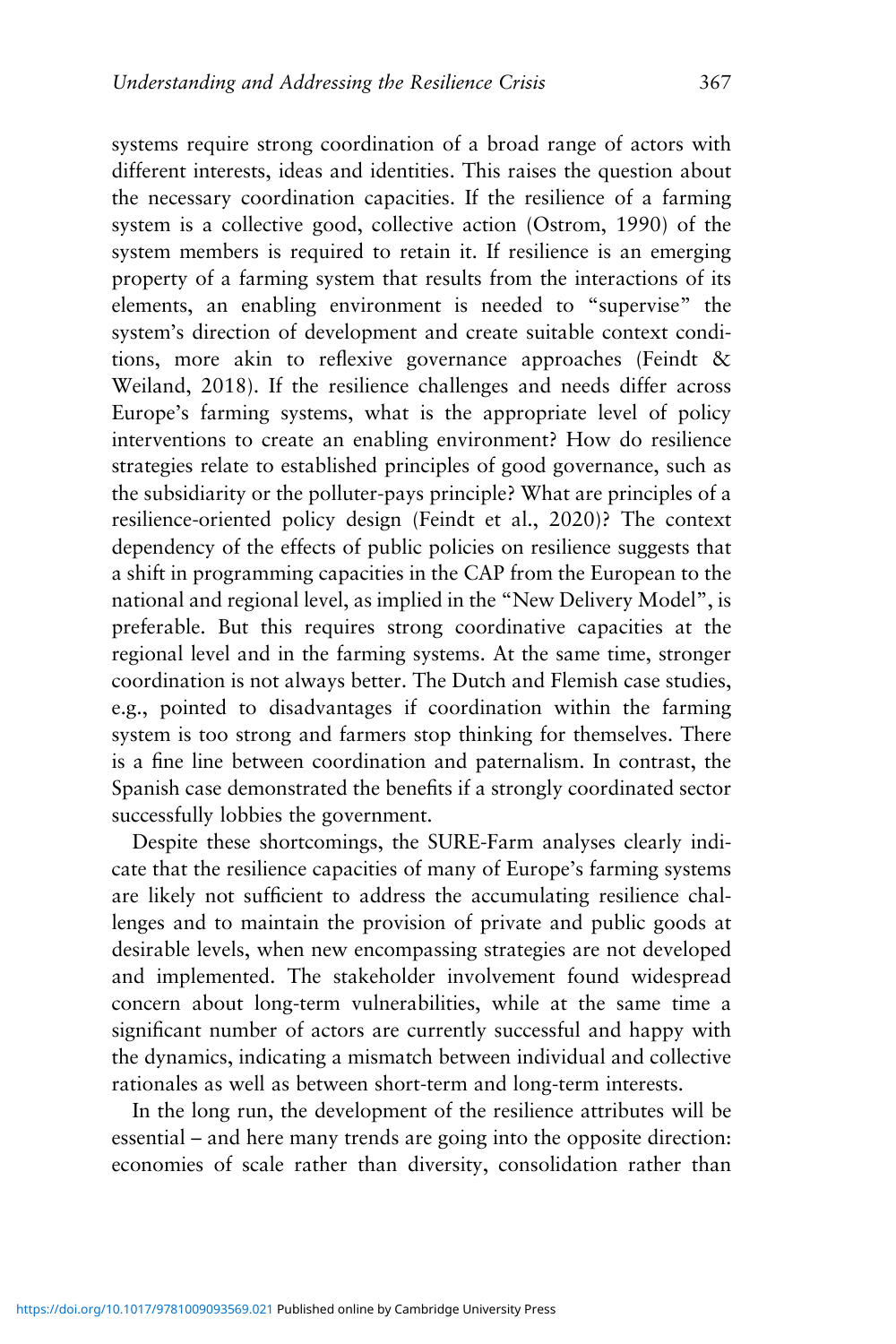systems require strong coordination of a broad range of actors with different interests, ideas and identities. This raises the question about the necessary coordination capacities. If the resilience of a farming system is a collective good, collective action (Ostrom, 1990) of the system members is required to retain it. If resilience is an emerging property of a farming system that results from the interactions of its elements, an enabling environment is needed to "supervise" the system's direction of development and create suitable context conditions, more akin to reflexive governance approaches (Feindt & Weiland, 2018). If the resilience challenges and needs differ across Europe's farming systems, what is the appropriate level of policy interventions to create an enabling environment? How do resilience strategies relate to established principles of good governance, such as the subsidiarity or the polluter-pays principle? What are principles of a resilience-oriented policy design (Feindt et al., 2020)? The context dependency of the effects of public policies on resilience suggests that a shift in programming capacities in the CAP from the European to the national and regional level, as implied in the "New Delivery Model", is preferable. But this requires strong coordinative capacities at the regional level and in the farming systems. At the same time, stronger coordination is not always better. The Dutch and Flemish case studies, e.g., pointed to disadvantages if coordination within the farming system is too strong and farmers stop thinking for themselves. There is a fine line between coordination and paternalism. In contrast, the Spanish case demonstrated the benefits if a strongly coordinated sector successfully lobbies the government.

Despite these shortcomings, the SURE-Farm analyses clearly indicate that the resilience capacities of many of Europe's farming systems are likely not sufficient to address the accumulating resilience challenges and to maintain the provision of private and public goods at desirable levels, when new encompassing strategies are not developed and implemented. The stakeholder involvement found widespread concern about long-term vulnerabilities, while at the same time a significant number of actors are currently successful and happy with the dynamics, indicating a mismatch between individual and collective rationales as well as between short-term and long-term interests.

In the long run, the development of the resilience attributes will be essential – and here many trends are going into the opposite direction: economies of scale rather than diversity, consolidation rather than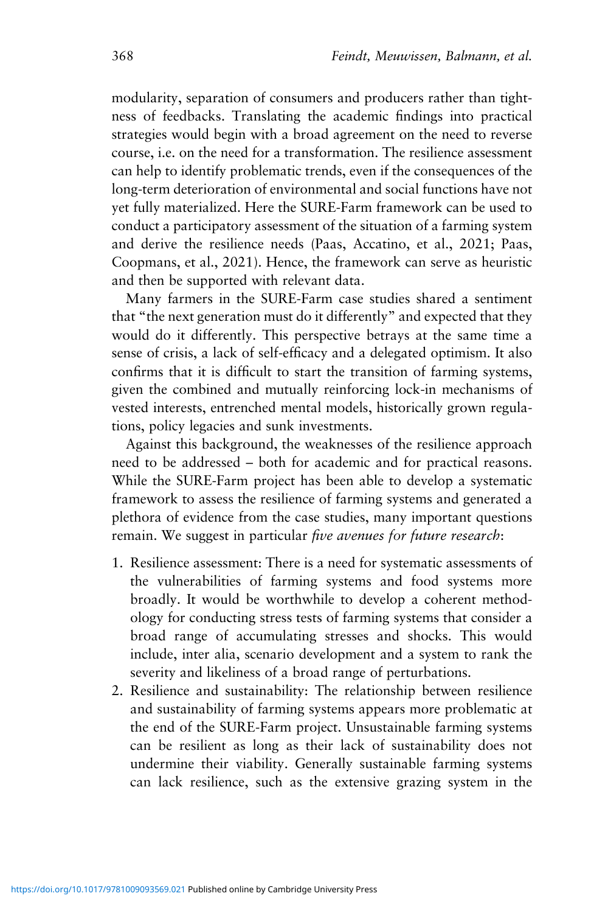modularity, separation of consumers and producers rather than tightness of feedbacks. Translating the academic findings into practical strategies would begin with a broad agreement on the need to reverse course, i.e. on the need for a transformation. The resilience assessment can help to identify problematic trends, even if the consequences of the long-term deterioration of environmental and social functions have not yet fully materialized. Here the SURE-Farm framework can be used to conduct a participatory assessment of the situation of a farming system and derive the resilience needs (Paas, Accatino, et al., 2021; Paas, Coopmans, et al., 2021). Hence, the framework can serve as heuristic and then be supported with relevant data.

Many farmers in the SURE-Farm case studies shared a sentiment that "the next generation must do it differently" and expected that they would do it differently. This perspective betrays at the same time a sense of crisis, a lack of self-efficacy and a delegated optimism. It also confirms that it is difficult to start the transition of farming systems, given the combined and mutually reinforcing lock-in mechanisms of vested interests, entrenched mental models, historically grown regulations, policy legacies and sunk investments.

Against this background, the weaknesses of the resilience approach need to be addressed – both for academic and for practical reasons. While the SURE-Farm project has been able to develop a systematic framework to assess the resilience of farming systems and generated a plethora of evidence from the case studies, many important questions remain. We suggest in particular *five avenues for future research*:

1. Resilience assessment: There is a need for systematic assessments of the vulnerabilities of farming systems and food systems more broadly. It would be worthwhile to develop a coherent methodology for conducting stress tests of farming systems that consider a broad range of accumulating stresses and shocks. This would include, inter alia, scenario development and a system to rank the severity and likeliness of a broad range of perturbations.
2. Resilience and sustainability: The relationship between resilience and sustainability of farming systems appears more problematic at the end of the SURE-Farm project. Unsustainable farming systems can be resilient as long as their lack of sustainability does not undermine their viability. Generally sustainable farming systems can lack resilience, such as the extensive grazing system in the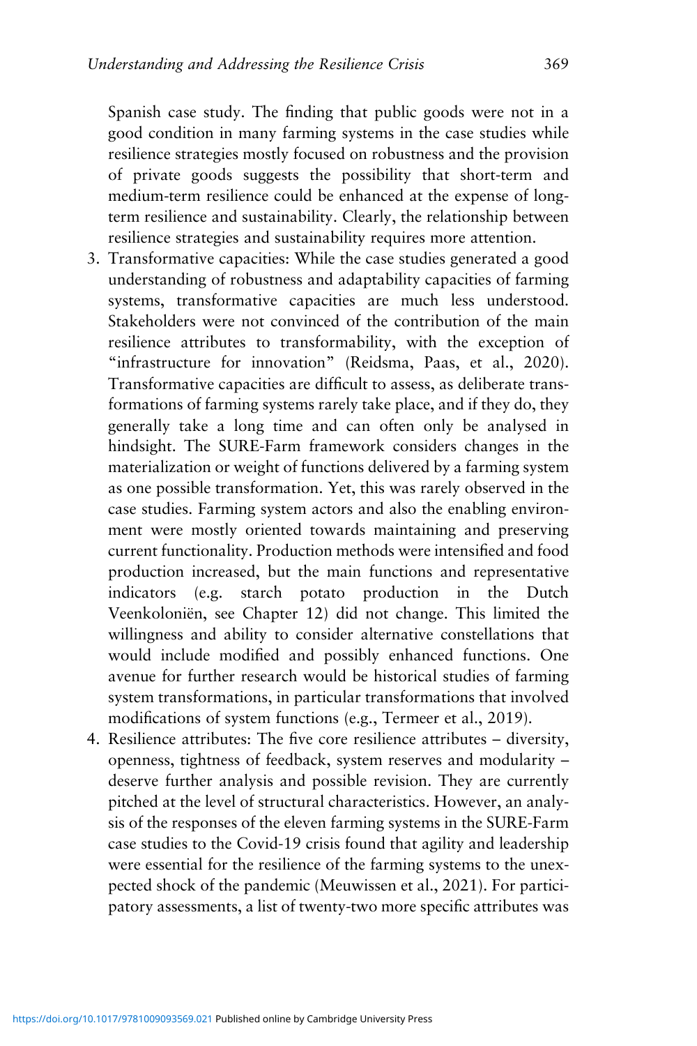Spanish case study. The finding that public goods were not in a good condition in many farming systems in the case studies while resilience strategies mostly focused on robustness and the provision of private goods suggests the possibility that short-term and medium-term resilience could be enhanced at the expense of long-term resilience and sustainability. Clearly, the relationship between resilience strategies and sustainability requires more attention.

3. Transformative capacities: While the case studies generated a good understanding of robustness and adaptability capacities of farming systems, transformative capacities are much less understood. Stakeholders were not convinced of the contribution of the main resilience attributes to transformability, with the exception of "infrastructure for innovation" (Reidsma, Paas, et al., 2020). Transformative capacities are difficult to assess, as deliberate transformations of farming systems rarely take place, and if they do, they generally take a long time and can often only be analysed in hindsight. The SURE-Farm framework considers changes in the materialization or weight of functions delivered by a farming system as one possible transformation. Yet, this was rarely observed in the case studies. Farming system actors and also the enabling environment were mostly oriented towards maintaining and preserving current functionality. Production methods were intensified and food production increased, but the main functions and representative indicators (e.g. starch potato production in the Dutch Veenkoloniën, see Chapter 12) did not change. This limited the willingness and ability to consider alternative constellations that would include modified and possibly enhanced functions. One avenue for further research would be historical studies of farming system transformations, in particular transformations that involved modifications of system functions (e.g., Termeer et al., 2019).
4. Resilience attributes: The five core resilience attributes – diversity, openness, tightness of feedback, system reserves and modularity – deserve further analysis and possible revision. They are currently pitched at the level of structural characteristics. However, an analysis of the responses of the eleven farming systems in the SURE-Farm case studies to the Covid-19 crisis found that agility and leadership were essential for the resilience of the farming systems to the unexpected shock of the pandemic (Meuwissen et al., 2021). For participatory assessments, a list of twenty-two more specific attributes was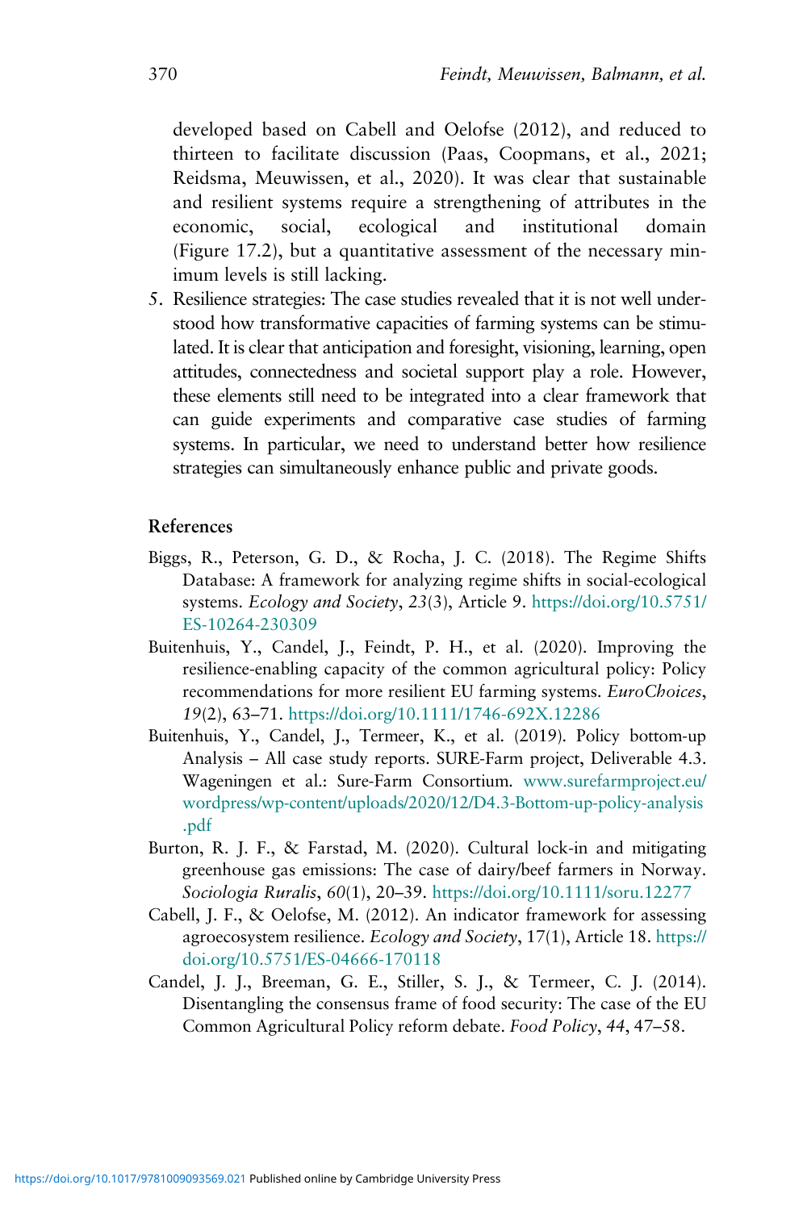developed based on Cabell and Oelofse (2012), and reduced to thirteen to facilitate discussion (Paas, Coopmans, et al., 2021; Reidsma, Meuwissen, et al., 2020). It was clear that sustainable and resilient systems require a strengthening of attributes in the economic, social, ecological and institutional domain (Figure 17.2), but a quantitative assessment of the necessary minimum levels is still lacking.

5. Resilience strategies: The case studies revealed that it is not well understood how transformative capacities of farming systems can be stimulated. It is clear that anticipation and foresight, visioning, learning, open attitudes, connectedness and societal support play a role. However, these elements still need to be integrated into a clear framework that can guide experiments and comparative case studies of farming systems. In particular, we need to understand better how resilience strategies can simultaneously enhance public and private goods.

## References

Biggs, R., Peterson, G. D., & Rocha, J. C. (2018). The Regime Shifts Database: A framework for analyzing regime shifts in social-ecological systems. *Ecology and Society*, *23*(3), Article 9. https://doi.org/10.5751/ES-10264-230309

Buitenhuis, Y., Candel, J., Feindt, P. H., et al. (2020). Improving the resilience-enabling capacity of the common agricultural policy: Policy recommendations for more resilient EU farming systems. *EuroChoices*, *19*(2), 63–71. https://doi.org/10.1111/1746-692X.12286

Buitenhuis, Y., Candel, J., Termeer, K., et al. (2019). Policy bottom-up Analysis – All case study reports. SURE-Farm project, Deliverable 4.3. Wageningen et al.: Sure-Farm Consortium. www.surefarmproject.eu/wordpress/wp-content/uploads/2020/12/D4.3-Bottom-up-policy-analysis.pdf

Burton, R. J. F., & Farstad, M. (2020). Cultural lock-in and mitigating greenhouse gas emissions: The case of dairy/beef farmers in Norway. *Sociologia Ruralis*, *60*(1), 20–39. https://doi.org/10.1111/soru.12277

Cabell, J. F., & Oelofse, M. (2012). An indicator framework for assessing agroecosystem resilience. *Ecology and Society*, 17(1), Article 18. https://doi.org/10.5751/ES-04666-170118

Candel, J. J., Breeman, G. E., Stiller, S. J., & Termeer, C. J. (2014). Disentangling the consensus frame of food security: The case of the EU Common Agricultural Policy reform debate. *Food Policy*, *44*, 47–58.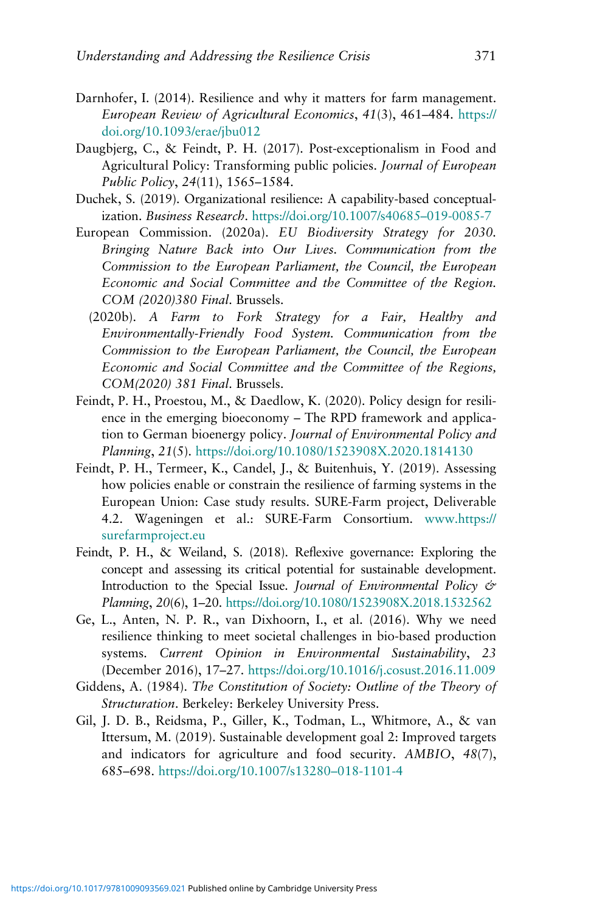Darnhofer, I. (2014). Resilience and why it matters for farm management. *European Review of Agricultural Economics*, *41*(3), 461–484. https://doi.org/10.1093/erae/jbu012

Daugbjerg, C., & Feindt, P. H. (2017). Post-exceptionalism in Food and Agricultural Policy: Transforming public policies. *Journal of European Public Policy*, *24*(11), 1565–1584.

Duchek, S. (2019). Organizational resilience: A capability-based conceptualization. *Business Research*. https://doi.org/10.1007/s40685–019-0085-7

European Commission. (2020a). *EU Biodiversity Strategy for 2030. Bringing Nature Back into Our Lives. Communication from the Commission to the European Parliament, the Council, the European Economic and Social Committee and the Committee of the Region. COM (2020)380 Final*. Brussels.

(2020b). *A Farm to Fork Strategy for a Fair, Healthy and Environmentally-Friendly Food System. Communication from the Commission to the European Parliament, the Council, the European Economic and Social Committee and the Committee of the Regions, COM(2020) 381 Final*. Brussels.

Feindt, P. H., Proestou, M., & Daedlow, K. (2020). Policy design for resilience in the emerging bioeconomy – The RPD framework and application to German bioenergy policy. *Journal of Environmental Policy and Planning*, *21*(5). https://doi.org/10.1080/1523908X.2020.1814130

Feindt, P. H., Termeer, K., Candel, J., & Buitenhuis, Y. (2019). Assessing how policies enable or constrain the resilience of farming systems in the European Union: Case study results. SURE-Farm project, Deliverable 4.2. Wageningen et al.: SURE-Farm Consortium. www.https://surefarmproject.eu

Feindt, P. H., & Weiland, S. (2018). Reflexive governance: Exploring the concept and assessing its critical potential for sustainable development. Introduction to the Special Issue. *Journal of Environmental Policy & Planning*, *20*(6), 1–20. https://doi.org/10.1080/1523908X.2018.1532562

Ge, L., Anten, N. P. R., van Dixhoorn, I., et al. (2016). Why we need resilience thinking to meet societal challenges in bio-based production systems. *Current Opinion in Environmental Sustainability*, *23* (December 2016), 17–27. https://doi.org/10.1016/j.cosust.2016.11.009

Giddens, A. (1984). *The Constitution of Society: Outline of the Theory of Structuration*. Berkeley: Berkeley University Press.

Gil, J. D. B., Reidsma, P., Giller, K., Todman, L., Whitmore, A., & van Ittersum, M. (2019). Sustainable development goal 2: Improved targets and indicators for agriculture and food security. *AMBIO*, *48*(7), 685–698. https://doi.org/10.1007/s13280–018-1101-4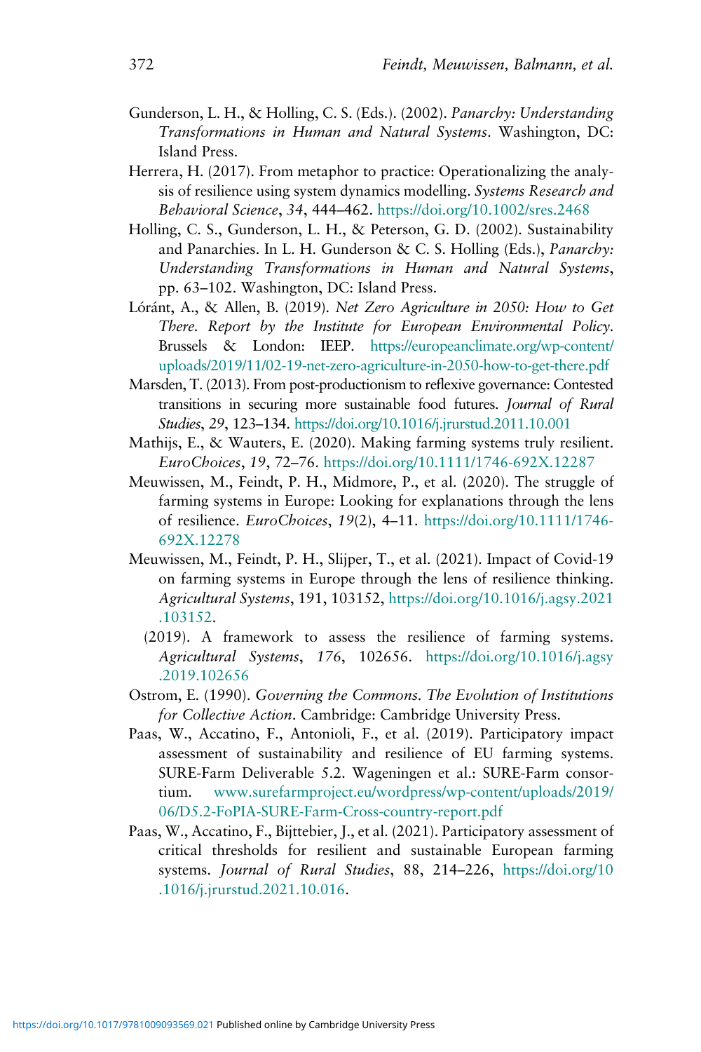Gunderson, L. H., & Holling, C. S. (Eds.). (2002). *Panarchy: Understanding Transformations in Human and Natural Systems*. Washington, DC: Island Press.

Herrera, H. (2017). From metaphor to practice: Operationalizing the analysis of resilience using system dynamics modelling. *Systems Research and Behavioral Science*, *34*, 444–462. https://doi.org/10.1002/sres.2468

Holling, C. S., Gunderson, L. H., & Peterson, G. D. (2002). Sustainability and Panarchies. In L. H. Gunderson & C. S. Holling (Eds.), *Panarchy: Understanding Transformations in Human and Natural Systems*, pp. 63–102. Washington, DC: Island Press.

Lóránt, A., & Allen, B. (2019). *Net Zero Agriculture in 2050: How to Get There. Report by the Institute for European Environmental Policy*. Brussels & London: IEEP. https://europeanclimate.org/wp-content/uploads/2019/11/02-19-net-zero-agriculture-in-2050-how-to-get-there.pdf

Marsden, T. (2013). From post-productionism to reflexive governance: Contested transitions in securing more sustainable food futures. *Journal of Rural Studies*, *29*, 123–134. https://doi.org/10.1016/j.jrurstud.2011.10.001

Mathijs, E., & Wauters, E. (2020). Making farming systems truly resilient. *EuroChoices*, *19*, 72–76. https://doi.org/10.1111/1746-692X.12287

Meuwissen, M., Feindt, P. H., Midmore, P., et al. (2020). The struggle of farming systems in Europe: Looking for explanations through the lens of resilience. *EuroChoices*, *19*(2), 4–11. https://doi.org/10.1111/1746-692X.12278

Meuwissen, M., Feindt, P. H., Slijper, T., et al. (2021). Impact of Covid-19 on farming systems in Europe through the lens of resilience thinking. *Agricultural Systems*, 191, 103152, https://doi.org/10.1016/j.agsy.2021.103152.

(2019). A framework to assess the resilience of farming systems. *Agricultural Systems*, *176*, 102656. https://doi.org/10.1016/j.agsy.2019.102656

Ostrom, E. (1990). *Governing the Commons. The Evolution of Institutions for Collective Action*. Cambridge: Cambridge University Press.

Paas, W., Accatino, F., Antonioli, F., et al. (2019). Participatory impact assessment of sustainability and resilience of EU farming systems. SURE-Farm Deliverable 5.2. Wageningen et al.: SURE-Farm consortium. www.surefarmproject.eu/wordpress/wp-content/uploads/2019/06/D5.2-FoPIA-SURE-Farm-Cross-country-report.pdf

Paas, W., Accatino, F., Bijttebier, J., et al. (2021). Participatory assessment of critical thresholds for resilient and sustainable European farming systems. *Journal of Rural Studies*, 88, 214–226, https://doi.org/10.1016/j.jrurstud.2021.10.016.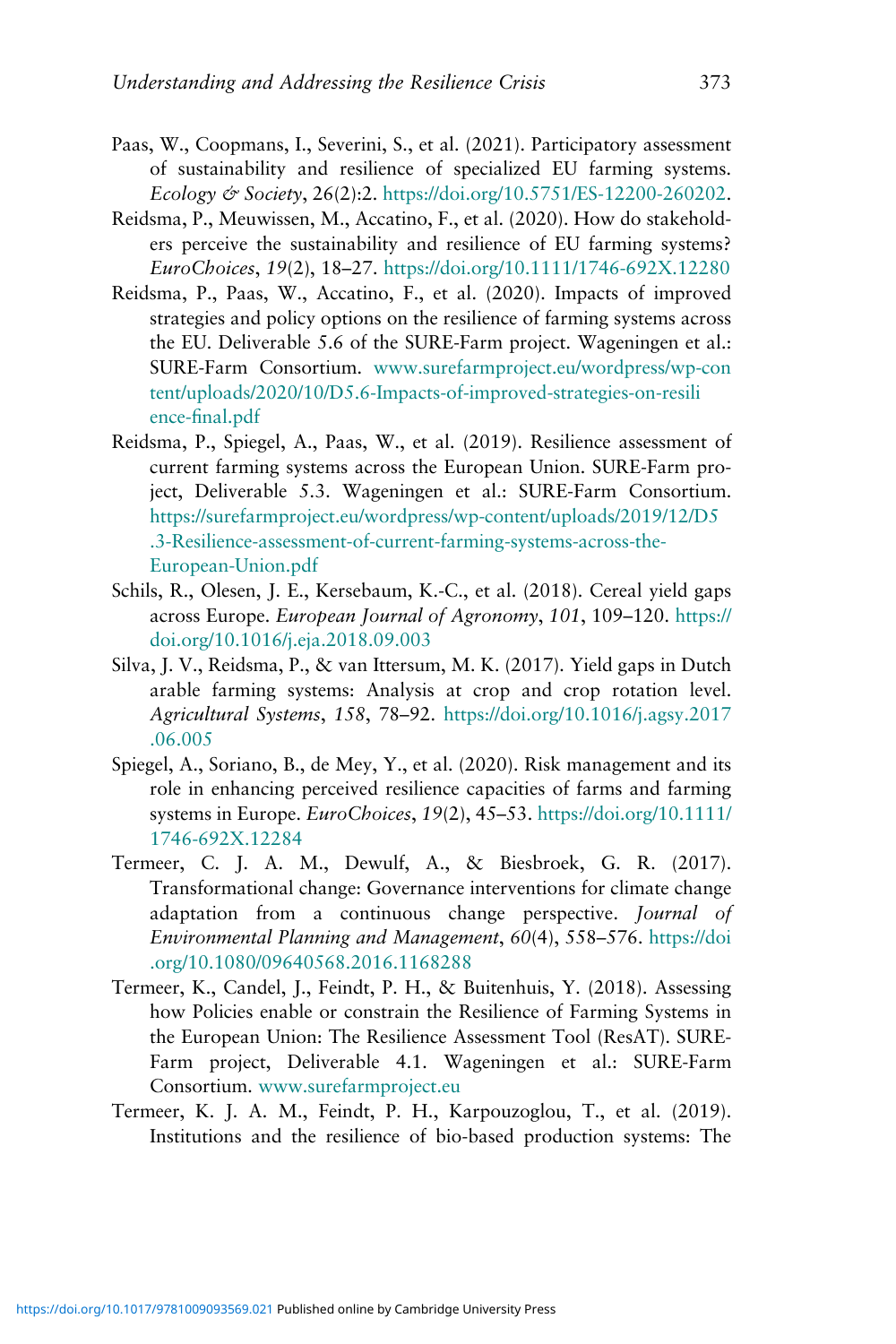Paas, W., Coopmans, I., Severini, S., et al. (2021). Participatory assessment of sustainability and resilience of specialized EU farming systems. *Ecology & Society*, 26(2):2. https://doi.org/10.5751/ES-12200-260202.

Reidsma, P., Meuwissen, M., Accatino, F., et al. (2020). How do stakeholders perceive the sustainability and resilience of EU farming systems? *EuroChoices*, 19(2), 18–27. https://doi.org/10.1111/1746-692X.12280

Reidsma, P., Paas, W., Accatino, F., et al. (2020). Impacts of improved strategies and policy options on the resilience of farming systems across the EU. Deliverable 5.6 of the SURE-Farm project. Wageningen et al.: SURE-Farm Consortium. www.surefarmproject.eu/wordpress/wp-content/uploads/2020/10/D5.6-Impacts-of-improved-strategies-on-resilience-final.pdf

Reidsma, P., Spiegel, A., Paas, W., et al. (2019). Resilience assessment of current farming systems across the European Union. SURE-Farm project, Deliverable 5.3. Wageningen et al.: SURE-Farm Consortium. https://surefarmproject.eu/wordpress/wp-content/uploads/2019/12/D5.3-Resilience-assessment-of-current-farming-systems-across-the-European-Union.pdf

Schils, R., Olesen, J. E., Kersebaum, K.-C., et al. (2018). Cereal yield gaps across Europe. *European Journal of Agronomy*, *101*, 109–120. https://doi.org/10.1016/j.eja.2018.09.003

Silva, J. V., Reidsma, P., & van Ittersum, M. K. (2017). Yield gaps in Dutch arable farming systems: Analysis at crop and crop rotation level. *Agricultural Systems*, *158*, 78–92. https://doi.org/10.1016/j.agsy.2017.06.005

Spiegel, A., Soriano, B., de Mey, Y., et al. (2020). Risk management and its role in enhancing perceived resilience capacities of farms and farming systems in Europe. *EuroChoices*, *19*(2), 45–53. https://doi.org/10.1111/1746-692X.12284

Termeer, C. J. A. M., Dewulf, A., & Biesbroek, G. R. (2017). Transformational change: Governance interventions for climate change adaptation from a continuous change perspective. *Journal of Environmental Planning and Management*, *60*(4), 558–576. https://doi.org/10.1080/09640568.2016.1168288

Termeer, K., Candel, J., Feindt, P. H., & Buitenhuis, Y. (2018). Assessing how Policies enable or constrain the Resilience of Farming Systems in the European Union: The Resilience Assessment Tool (ResAT). SURE-Farm project, Deliverable 4.1. Wageningen et al.: SURE-Farm Consortium. www.surefarmproject.eu

Termeer, K. J. A. M., Feindt, P. H., Karpouzoglou, T., et al. (2019). Institutions and the resilience of bio-based production systems: The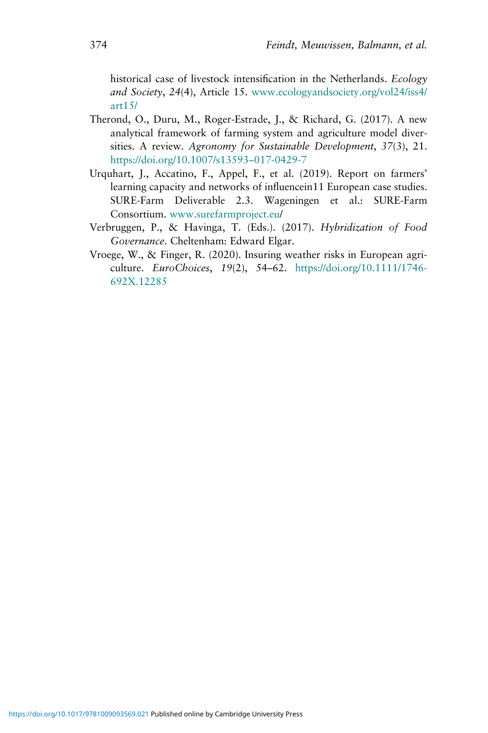historical case of livestock intensification in the Netherlands. *Ecology and Society*, *24*(4), Article 15. www.ecologyandsociety.org/vol24/iss4/art15/

Therond, O., Duru, M., Roger-Estrade, J., & Richard, G. (2017). A new analytical framework of farming system and agriculture model diversities. A review. *Agronomy for Sustainable Development*, *37*(3), 21. https://doi.org/10.1007/s13593–017-0429-7

Urquhart, J., Accatino, F., Appel, F., et al. (2019). Report on farmers' learning capacity and networks of influencein11 European case studies. SURE-Farm Deliverable 2.3. Wageningen et al.: SURE-Farm Consortium. www.surefarmproject.eu/

Verbruggen, P., & Havinga, T. (Eds.). (2017). *Hybridization of Food Governance*. Cheltenham: Edward Elgar.

Vroege, W., & Finger, R. (2020). Insuring weather risks in European agriculture. *EuroChoices*, *19*(2), 54–62. https://doi.org/10.1111/1746-692X.12285